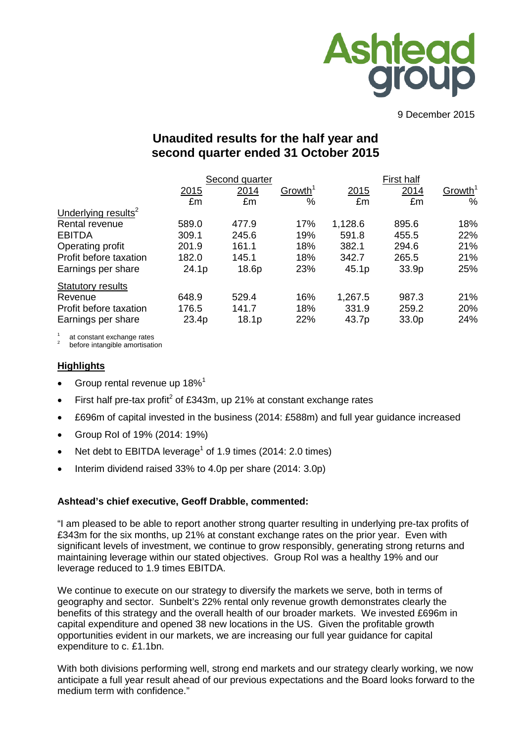Ashtead group

9 December 2015

# Unaudited results for the half year and second quarter ended 31 October 2015

| | Second quarter | | | First half | | |
|---|---|---|---|---|---|---|
| | 2015 | 2014 | Growth[1] | 2015 | 2014 | Growth[1] |
| | £m | £m | % | £m | £m | % |
| Underlying results[2] | | | | | | |
| Rental revenue | 589.0 | 477.9 | 17% | 1,128.6 | 895.6 | 18% |
| EBITDA | 309.1 | 245.6 | 19% | 591.8 | 455.5 | 22% |
| Operating profit | 201.9 | 161.1 | 18% | 382.1 | 294.6 | 21% |
| Profit before taxation | 182.0 | 145.1 | 18% | 342.7 | 265.5 | 21% |
| Earnings per share | 24.1p | 18.6p | 23% | 45.1p | 33.9p | 25% |
| Statutory results | | | | | | |
| Revenue | 648.9 | 529.4 | 16% | 1,267.5 | 987.3 | 21% |
| Profit before taxation | 176.5 | 141.7 | 18% | 331.9 | 259.2 | 20% |
| Earnings per share | 23.4p | 18.1p | 22% | 43.7p | 33.0p | 24% |

[1] at constant exchange rates
[2] before intangible amortisation

## Highlights

- Group rental revenue up 18%[1]
- First half pre-tax profit[2] of £343m, up 21% at constant exchange rates
- £696m of capital invested in the business (2014: £588m) and full year guidance increased
- Group RoI of 19% (2014: 19%)
- Net debt to EBITDA leverage[1] of 1.9 times (2014: 2.0 times)
- Interim dividend raised 33% to 4.0p per share (2014: 3.0p)

**Ashtead's chief executive, Geoff Drabble, commented:**

"I am pleased to be able to report another strong quarter resulting in underlying pre-tax profits of £343m for the six months, up 21% at constant exchange rates on the prior year. Even with significant levels of investment, we continue to grow responsibly, generating strong returns and maintaining leverage within our stated objectives. Group RoI was a healthy 19% and our leverage reduced to 1.9 times EBITDA.

We continue to execute on our strategy to diversify the markets we serve, both in terms of geography and sector. Sunbelt's 22% rental only revenue growth demonstrates clearly the benefits of this strategy and the overall health of our broader markets. We invested £696m in capital expenditure and opened 38 new locations in the US. Given the profitable growth opportunities evident in our markets, we are increasing our full year guidance for capital expenditure to c. £1.1bn.

With both divisions performing well, strong end markets and our strategy clearly working, we now anticipate a full year result ahead of our previous expectations and the Board looks forward to the medium term with confidence."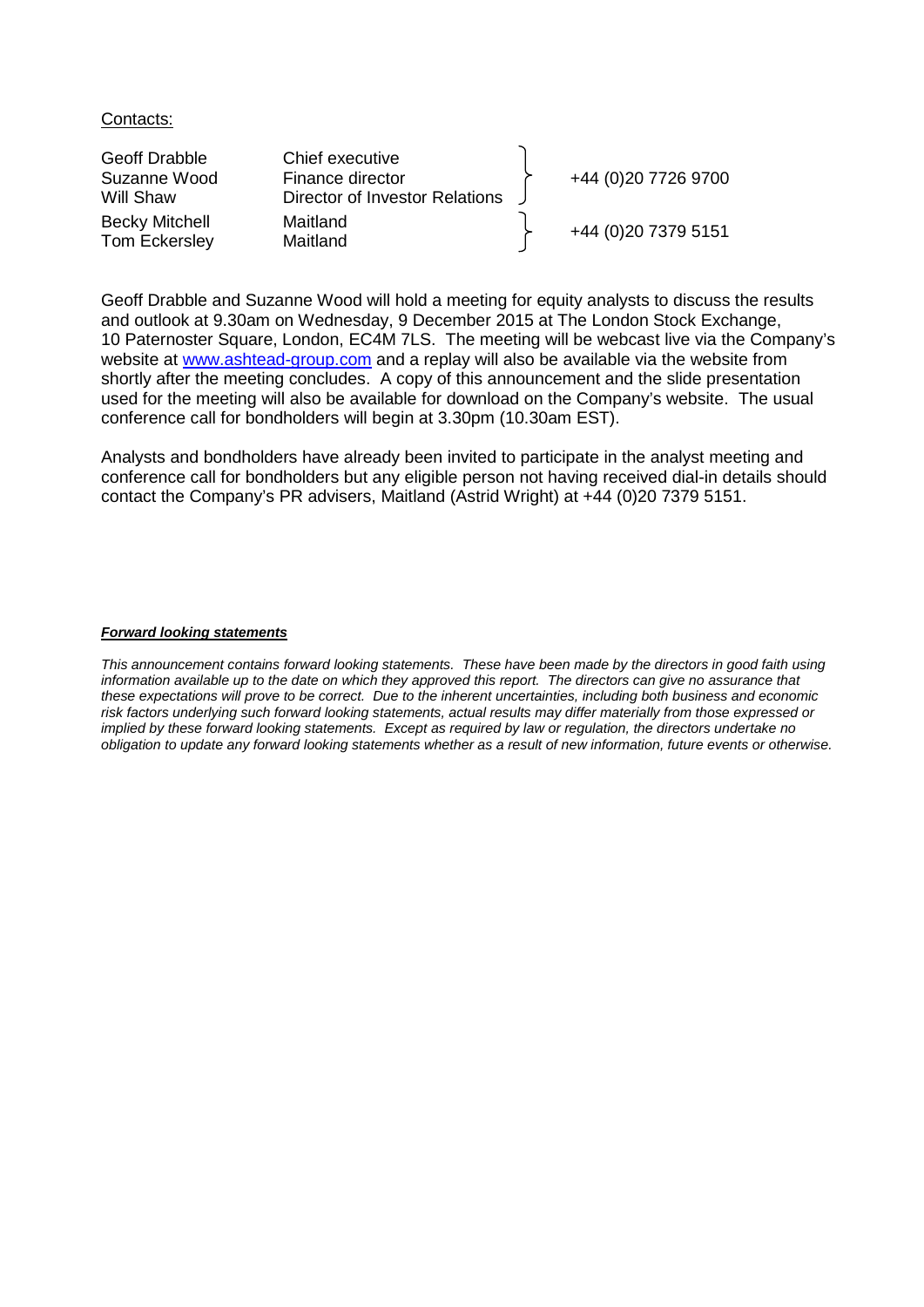Contacts:

| | | |
|---|---|---|
| Geoff Drabble | Chief executive | +44 (0)20 7726 9700 |
| Suzanne Wood | Finance director | |
| Will Shaw | Director of Investor Relations | |
| Becky Mitchell | Maitland | +44 (0)20 7379 5151 |
| Tom Eckersley | Maitland | |

Geoff Drabble and Suzanne Wood will hold a meeting for equity analysts to discuss the results and outlook at 9.30am on Wednesday, 9 December 2015 at The London Stock Exchange, 10 Paternoster Square, London, EC4M 7LS. The meeting will be webcast live via the Company's website at www.ashtead-group.com and a replay will also be available via the website from shortly after the meeting concludes. A copy of this announcement and the slide presentation used for the meeting will also be available for download on the Company's website. The usual conference call for bondholders will begin at 3.30pm (10.30am EST).

Analysts and bondholders have already been invited to participate in the analyst meeting and conference call for bondholders but any eligible person not having received dial-in details should contact the Company's PR advisers, Maitland (Astrid Wright) at +44 (0)20 7379 5151.

***Forward looking statements***

*This announcement contains forward looking statements. These have been made by the directors in good faith using information available up to the date on which they approved this report. The directors can give no assurance that these expectations will prove to be correct. Due to the inherent uncertainties, including both business and economic risk factors underlying such forward looking statements, actual results may differ materially from those expressed or implied by these forward looking statements. Except as required by law or regulation, the directors undertake no obligation to update any forward looking statements whether as a result of new information, future events or otherwise.*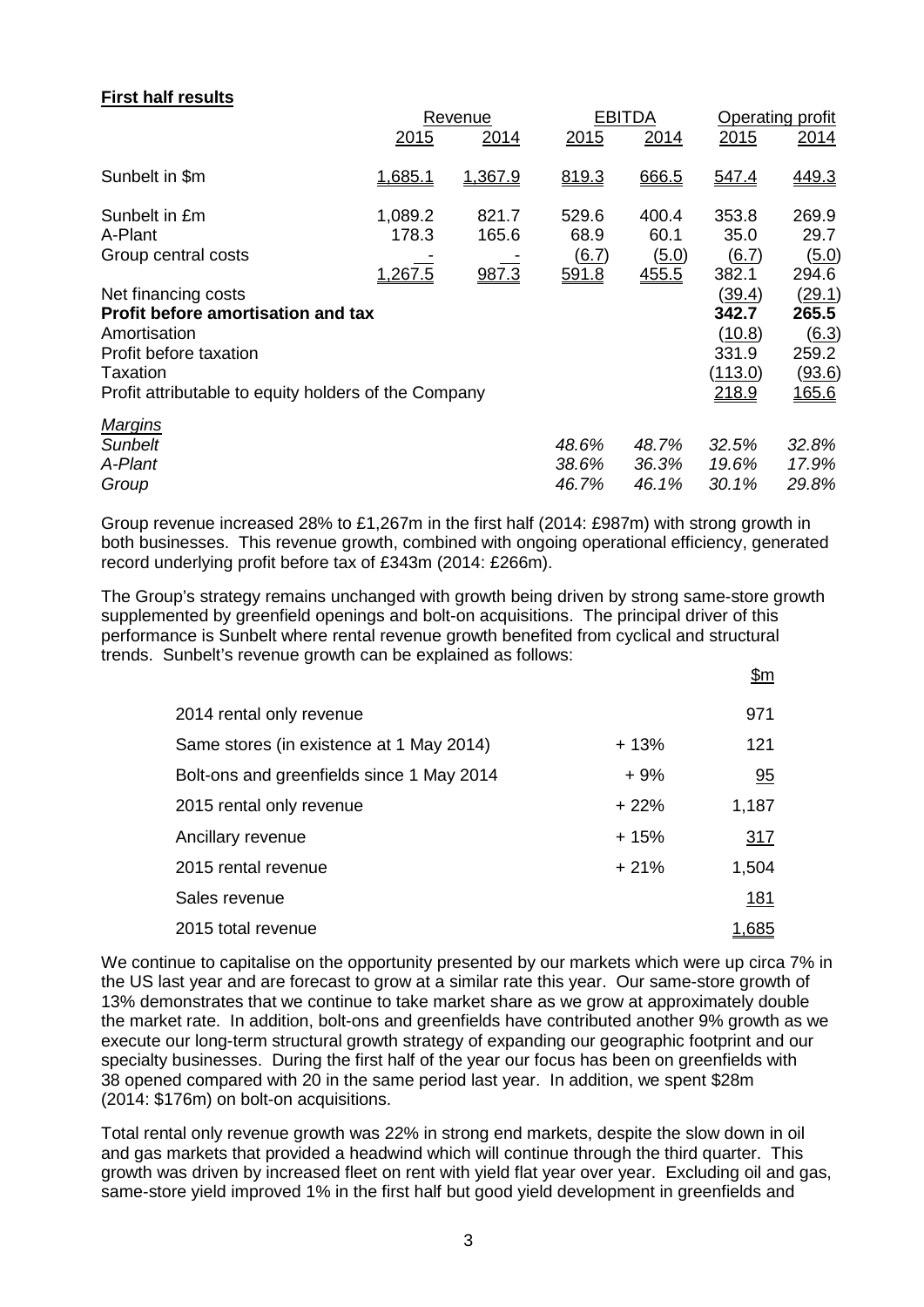**First half results**

| | Revenue | | EBITDA | | Operating profit | |
|---|---|---|---|---|---|---|
| | 2015 | 2014 | 2015 | 2014 | 2015 | 2014 |
| Sunbelt in $m | 1,685.1 | 1,367.9 | 819.3 | 666.5 | 547.4 | 449.3 |
| Sunbelt in £m | 1,089.2 | 821.7 | 529.6 | 400.4 | 353.8 | 269.9 |
| A-Plant | 178.3 | 165.6 | 68.9 | 60.1 | 35.0 | 29.7 |
| Group central costs | - | - | (6.7) | (5.0) | (6.7) | (5.0) |
| | 1,267.5 | 987.3 | 591.8 | 455.5 | 382.1 | 294.6 |
| Net financing costs | | | | | (39.4) | (29.1) |
| **Profit before amortisation and tax** | | | | | **342.7** | **265.5** |
| Amortisation | | | | | (10.8) | (6.3) |
| Profit before taxation | | | | | 331.9 | 259.2 |
| Taxation | | | | | (113.0) | (93.6) |
| Profit attributable to equity holders of the Company | | | | | 218.9 | 165.6 |
| *Margins* | | | | | | |
| *Sunbelt* | | | *48.6%* | *48.7%* | *32.5%* | *32.8%* |
| *A-Plant* | | | *38.6%* | *36.3%* | *19.6%* | *17.9%* |
| *Group* | | | *46.7%* | *46.1%* | *30.1%* | *29.8%* |

Group revenue increased 28% to £1,267m in the first half (2014: £987m) with strong growth in both businesses. This revenue growth, combined with ongoing operational efficiency, generated record underlying profit before tax of £343m (2014: £266m).

The Group's strategy remains unchanged with growth being driven by strong same-store growth supplemented by greenfield openings and bolt-on acquisitions. The principal driver of this performance is Sunbelt where rental revenue growth benefited from cyclical and structural trends. Sunbelt's revenue growth can be explained as follows:

| | | $m |
|---|---|---|
| 2014 rental only revenue | | 971 |
| Same stores (in existence at 1 May 2014) | + 13% | 121 |
| Bolt-ons and greenfields since 1 May 2014 | + 9% | 95 |
| 2015 rental only revenue | + 22% | 1,187 |
| Ancillary revenue | + 15% | 317 |
| 2015 rental revenue | + 21% | 1,504 |
| Sales revenue | | 181 |
| 2015 total revenue | | 1,685 |

We continue to capitalise on the opportunity presented by our markets which were up circa 7% in the US last year and are forecast to grow at a similar rate this year. Our same-store growth of 13% demonstrates that we continue to take market share as we grow at approximately double the market rate. In addition, bolt-ons and greenfields have contributed another 9% growth as we execute our long-term structural growth strategy of expanding our geographic footprint and our specialty businesses. During the first half of the year our focus has been on greenfields with 38 opened compared with 20 in the same period last year. In addition, we spent $28m (2014: $176m) on bolt-on acquisitions.

Total rental only revenue growth was 22% in strong end markets, despite the slow down in oil and gas markets that provided a headwind which will continue through the third quarter. This growth was driven by increased fleet on rent with yield flat year over year. Excluding oil and gas, same-store yield improved 1% in the first half but good yield development in greenfields and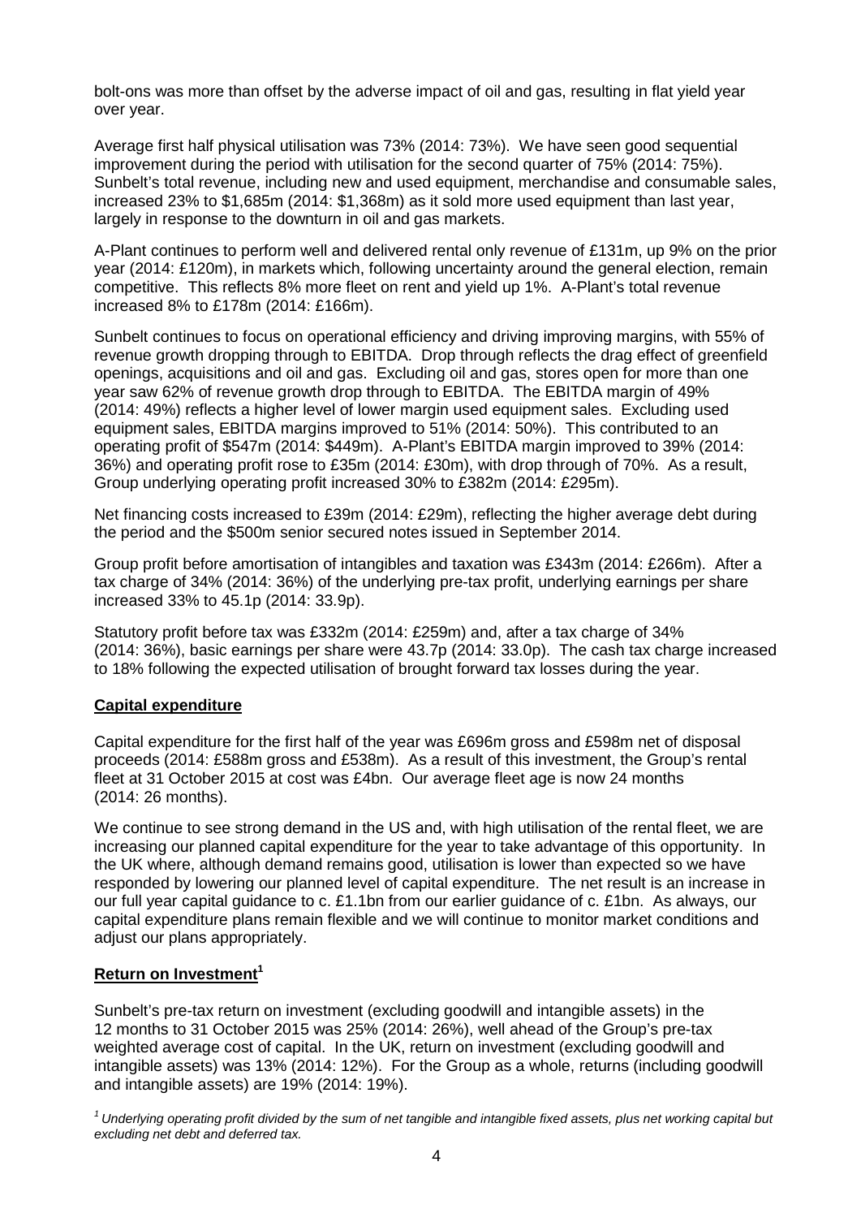bolt-ons was more than offset by the adverse impact of oil and gas, resulting in flat yield year over year.

Average first half physical utilisation was 73% (2014: 73%). We have seen good sequential improvement during the period with utilisation for the second quarter of 75% (2014: 75%). Sunbelt's total revenue, including new and used equipment, merchandise and consumable sales, increased 23% to $1,685m (2014: $1,368m) as it sold more used equipment than last year, largely in response to the downturn in oil and gas markets.

A-Plant continues to perform well and delivered rental only revenue of £131m, up 9% on the prior year (2014: £120m), in markets which, following uncertainty around the general election, remain competitive. This reflects 8% more fleet on rent and yield up 1%. A-Plant's total revenue increased 8% to £178m (2014: £166m).

Sunbelt continues to focus on operational efficiency and driving improving margins, with 55% of revenue growth dropping through to EBITDA. Drop through reflects the drag effect of greenfield openings, acquisitions and oil and gas. Excluding oil and gas, stores open for more than one year saw 62% of revenue growth drop through to EBITDA. The EBITDA margin of 49% (2014: 49%) reflects a higher level of lower margin used equipment sales. Excluding used equipment sales, EBITDA margins improved to 51% (2014: 50%). This contributed to an operating profit of $547m (2014: $449m). A-Plant's EBITDA margin improved to 39% (2014: 36%) and operating profit rose to £35m (2014: £30m), with drop through of 70%. As a result, Group underlying operating profit increased 30% to £382m (2014: £295m).

Net financing costs increased to £39m (2014: £29m), reflecting the higher average debt during the period and the $500m senior secured notes issued in September 2014.

Group profit before amortisation of intangibles and taxation was £343m (2014: £266m). After a tax charge of 34% (2014: 36%) of the underlying pre-tax profit, underlying earnings per share increased 33% to 45.1p (2014: 33.9p).

Statutory profit before tax was £332m (2014: £259m) and, after a tax charge of 34% (2014: 36%), basic earnings per share were 43.7p (2014: 33.0p). The cash tax charge increased to 18% following the expected utilisation of brought forward tax losses during the year.

## Capital expenditure

Capital expenditure for the first half of the year was £696m gross and £598m net of disposal proceeds (2014: £588m gross and £538m). As a result of this investment, the Group's rental fleet at 31 October 2015 at cost was £4bn. Our average fleet age is now 24 months (2014: 26 months).

We continue to see strong demand in the US and, with high utilisation of the rental fleet, we are increasing our planned capital expenditure for the year to take advantage of this opportunity. In the UK where, although demand remains good, utilisation is lower than expected so we have responded by lowering our planned level of capital expenditure. The net result is an increase in our full year capital guidance to c. £1.1bn from our earlier guidance of c. £1bn. As always, our capital expenditure plans remain flexible and we will continue to monitor market conditions and adjust our plans appropriately.

## Return on Investment[1]

Sunbelt's pre-tax return on investment (excluding goodwill and intangible assets) in the 12 months to 31 October 2015 was 25% (2014: 26%), well ahead of the Group's pre-tax weighted average cost of capital. In the UK, return on investment (excluding goodwill and intangible assets) was 13% (2014: 12%). For the Group as a whole, returns (including goodwill and intangible assets) are 19% (2014: 19%).

*[1] Underlying operating profit divided by the sum of net tangible and intangible fixed assets, plus net working capital but excluding net debt and deferred tax.*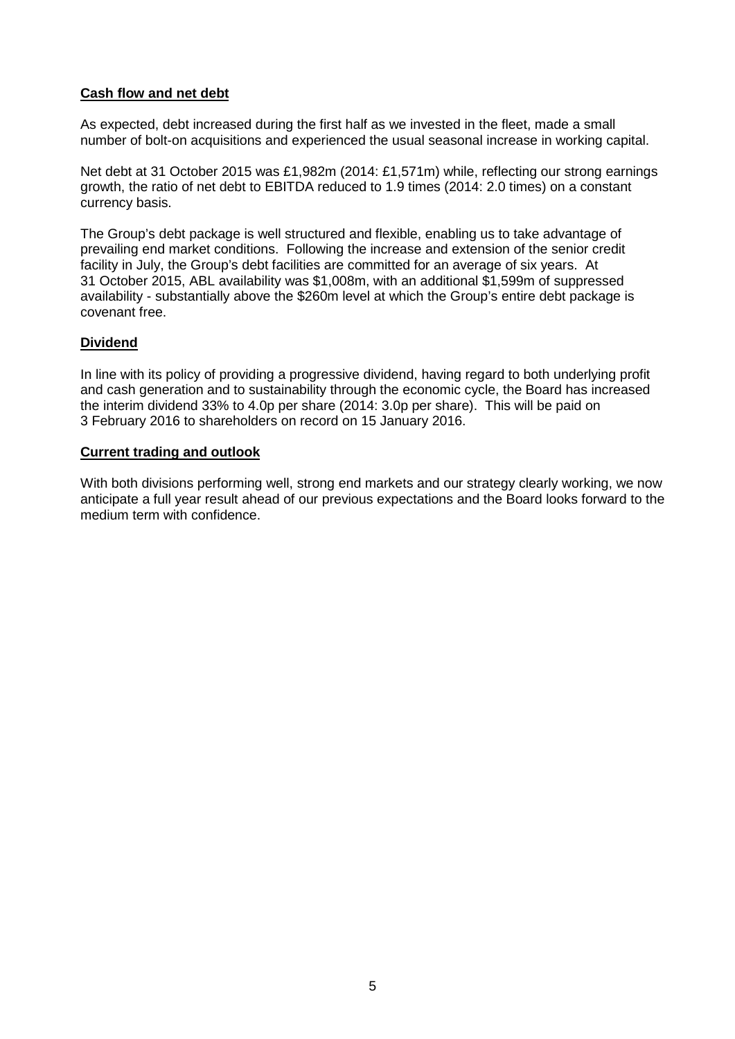**Cash flow and net debt**

As expected, debt increased during the first half as we invested in the fleet, made a small number of bolt-on acquisitions and experienced the usual seasonal increase in working capital.

Net debt at 31 October 2015 was £1,982m (2014: £1,571m) while, reflecting our strong earnings growth, the ratio of net debt to EBITDA reduced to 1.9 times (2014: 2.0 times) on a constant currency basis.

The Group's debt package is well structured and flexible, enabling us to take advantage of prevailing end market conditions. Following the increase and extension of the senior credit facility in July, the Group's debt facilities are committed for an average of six years. At 31 October 2015, ABL availability was $1,008m, with an additional $1,599m of suppressed availability - substantially above the $260m level at which the Group's entire debt package is covenant free.

**Dividend**

In line with its policy of providing a progressive dividend, having regard to both underlying profit and cash generation and to sustainability through the economic cycle, the Board has increased the interim dividend 33% to 4.0p per share (2014: 3.0p per share). This will be paid on 3 February 2016 to shareholders on record on 15 January 2016.

**Current trading and outlook**

With both divisions performing well, strong end markets and our strategy clearly working, we now anticipate a full year result ahead of our previous expectations and the Board looks forward to the medium term with confidence.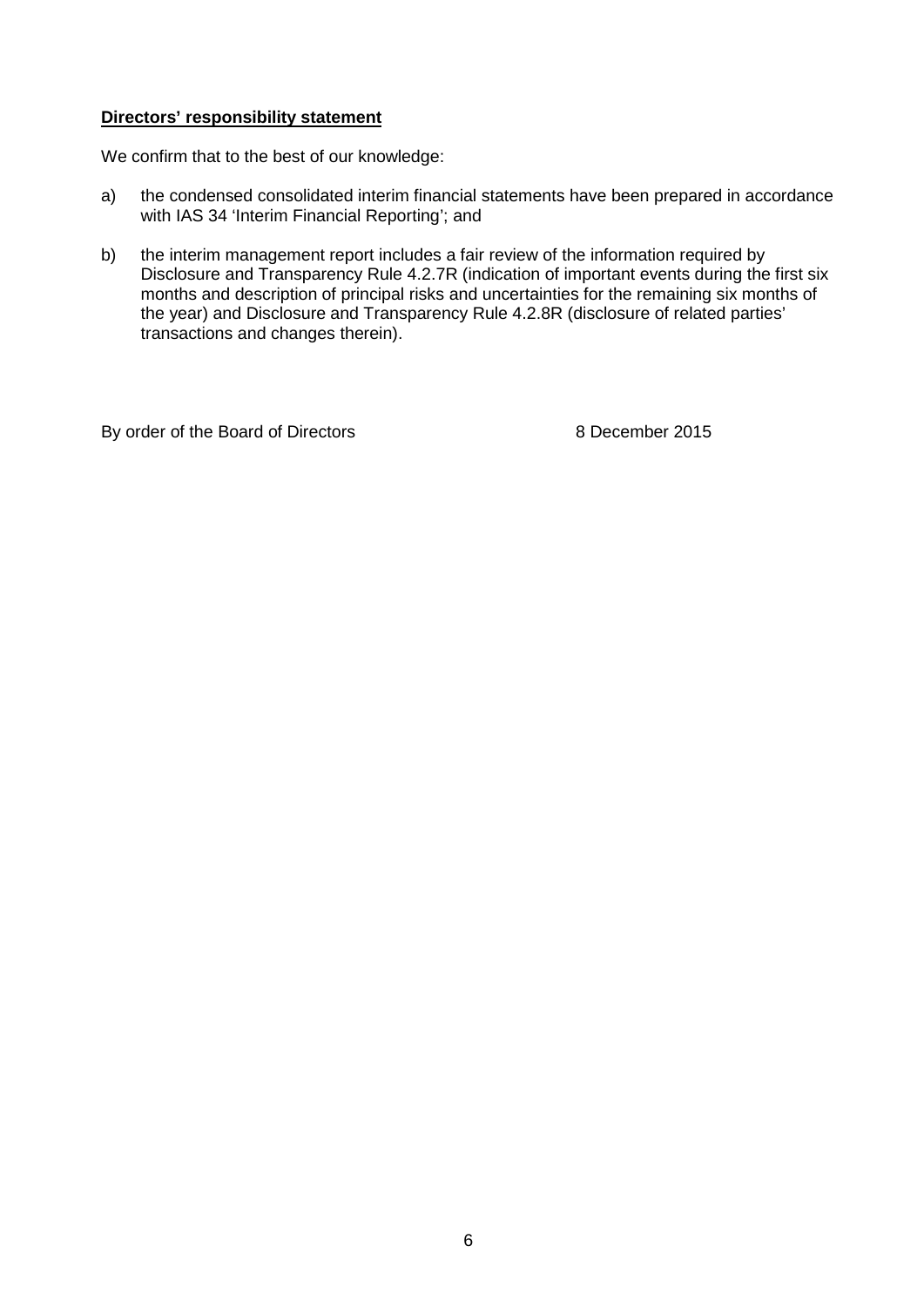**Directors' responsibility statement**

We confirm that to the best of our knowledge:

a) the condensed consolidated interim financial statements have been prepared in accordance with IAS 34 'Interim Financial Reporting'; and

b) the interim management report includes a fair review of the information required by Disclosure and Transparency Rule 4.2.7R (indication of important events during the first six months and description of principal risks and uncertainties for the remaining six months of the year) and Disclosure and Transparency Rule 4.2.8R (disclosure of related parties' transactions and changes therein).

By order of the Board of Directors 8 December 2015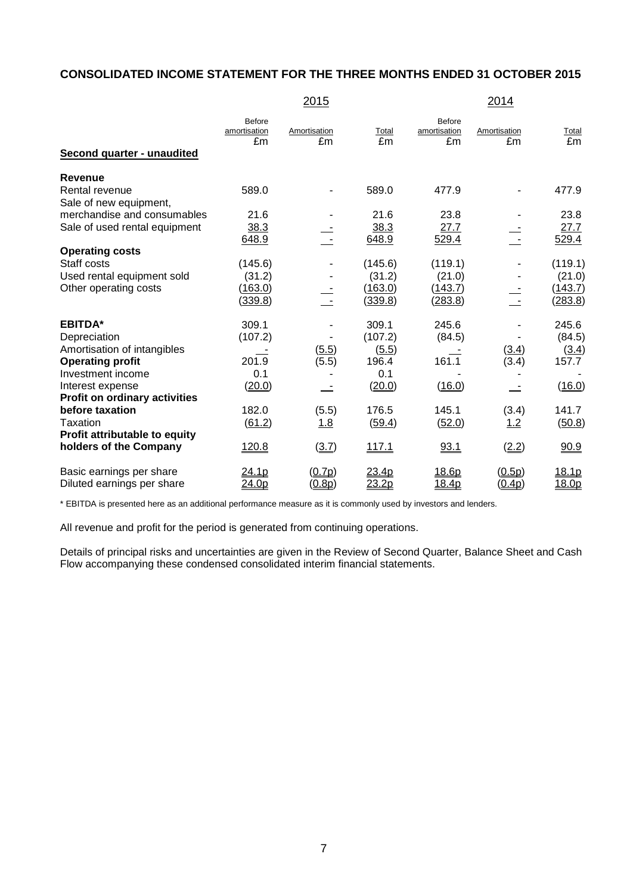**CONSOLIDATED INCOME STATEMENT FOR THE THREE MONTHS ENDED 31 OCTOBER 2015**

| | 2015 | | | 2014 | | |
|---|---|---|---|---|---|---|
| | Before amortisation £m | Amortisation £m | Total £m | Before amortisation £m | Amortisation £m | Total £m |
| **Second quarter - unaudited** | | | | | | |
| **Revenue** | | | | | | |
| Rental revenue | 589.0 | - | 589.0 | 477.9 | - | 477.9 |
| Sale of new equipment, merchandise and consumables | 21.6 | - | 21.6 | 23.8 | - | 23.8 |
| Sale of used rental equipment | 38.3 | - | 38.3 | 27.7 | - | 27.7 |
| | 648.9 | - | 648.9 | 529.4 | - | 529.4 |
| **Operating costs** | | | | | | |
| Staff costs | (145.6) | - | (145.6) | (119.1) | - | (119.1) |
| Used rental equipment sold | (31.2) | - | (31.2) | (21.0) | - | (21.0) |
| Other operating costs | (163.0) | - | (163.0) | (143.7) | - | (143.7) |
| | (339.8) | - | (339.8) | (283.8) | - | (283.8) |
| **EBITDA*** | 309.1 | - | 309.1 | 245.6 | - | 245.6 |
| Depreciation | (107.2) | - | (107.2) | (84.5) | - | (84.5) |
| Amortisation of intangibles | - | (5.5) | (5.5) | - | (3.4) | (3.4) |
| **Operating profit** | 201.9 | (5.5) | 196.4 | 161.1 | (3.4) | 157.7 |
| Investment income | 0.1 | - | 0.1 | - | - | - |
| Interest expense | (20.0) | - | (20.0) | (16.0) | - | (16.0) |
| **Profit on ordinary activities before taxation** | 182.0 | (5.5) | 176.5 | 145.1 | (3.4) | 141.7 |
| Taxation | (61.2) | 1.8 | (59.4) | (52.0) | 1.2 | (50.8) |
| **Profit attributable to equity holders of the Company** | 120.8 | (3.7) | 117.1 | 93.1 | (2.2) | 90.9 |
| Basic earnings per share | 24.1p | (0.7p) | 23.4p | 18.6p | (0.5p) | 18.1p |
| Diluted earnings per share | 24.0p | (0.8p) | 23.2p | 18.4p | (0.4p) | 18.0p |

* EBITDA is presented here as an additional performance measure as it is commonly used by investors and lenders.

All revenue and profit for the period is generated from continuing operations.

Details of principal risks and uncertainties are given in the Review of Second Quarter, Balance Sheet and Cash Flow accompanying these condensed consolidated interim financial statements.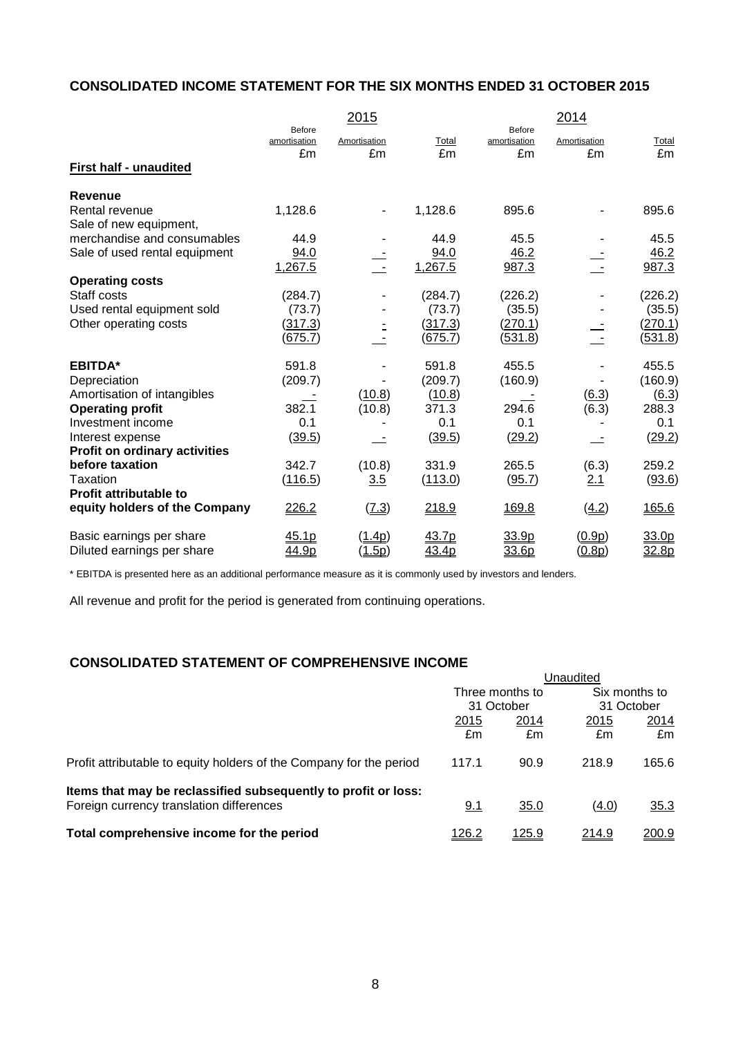## CONSOLIDATED INCOME STATEMENT FOR THE SIX MONTHS ENDED 31 OCTOBER 2015

| | 2015 | | | 2014 | | |
|---|---|---|---|---|---|---|
| | Before amortisation £m | Amortisation £m | Total £m | Before amortisation £m | Amortisation £m | Total £m |
| **First half - unaudited** | | | | | | |
| **Revenue** | | | | | | |
| Rental revenue | 1,128.6 | - | 1,128.6 | 895.6 | - | 895.6 |
| Sale of new equipment, merchandise and consumables | 44.9 | - | 44.9 | 45.5 | - | 45.5 |
| Sale of used rental equipment | 94.0 | - | 94.0 | 46.2 | - | 46.2 |
| | 1,267.5 | - | 1,267.5 | 987.3 | - | 987.3 |
| **Operating costs** | | | | | | |
| Staff costs | (284.7) | - | (284.7) | (226.2) | - | (226.2) |
| Used rental equipment sold | (73.7) | - | (73.7) | (35.5) | - | (35.5) |
| Other operating costs | (317.3) | - | (317.3) | (270.1) | - | (270.1) |
| | (675.7) | - | (675.7) | (531.8) | - | (531.8) |
| **EBITDA*** | 591.8 | - | 591.8 | 455.5 | - | 455.5 |
| Depreciation | (209.7) | - | (209.7) | (160.9) | - | (160.9) |
| Amortisation of intangibles | - | (10.8) | (10.8) | - | (6.3) | (6.3) |
| **Operating profit** | 382.1 | (10.8) | 371.3 | 294.6 | (6.3) | 288.3 |
| Investment income | 0.1 | - | 0.1 | 0.1 | - | 0.1 |
| Interest expense | (39.5) | - | (39.5) | (29.2) | - | (29.2) |
| **Profit on ordinary activities before taxation** | 342.7 | (10.8) | 331.9 | 265.5 | (6.3) | 259.2 |
| Taxation | (116.5) | 3.5 | (113.0) | (95.7) | 2.1 | (93.6) |
| **Profit attributable to equity holders of the Company** | 226.2 | (7.3) | 218.9 | 169.8 | (4.2) | 165.6 |
| Basic earnings per share | 45.1p | (1.4p) | 43.7p | 33.9p | (0.9p) | 33.0p |
| Diluted earnings per share | 44.9p | (1.5p) | 43.4p | 33.6p | (0.8p) | 32.8p |

* EBITDA is presented here as an additional performance measure as it is commonly used by investors and lenders.

All revenue and profit for the period is generated from continuing operations.

## CONSOLIDATED STATEMENT OF COMPREHENSIVE INCOME

| | Unaudited | | | |
|---|---|---|---|---|
| | Three months to 31 October | | Six months to 31 October | |
| | 2015 £m | 2014 £m | 2015 £m | 2014 £m |
| Profit attributable to equity holders of the Company for the period | 117.1 | 90.9 | 218.9 | 165.6 |
| **Items that may be reclassified subsequently to profit or loss:** | | | | |
| Foreign currency translation differences | 9.1 | 35.0 | (4.0) | 35.3 |
| **Total comprehensive income for the period** | 126.2 | 125.9 | 214.9 | 200.9 |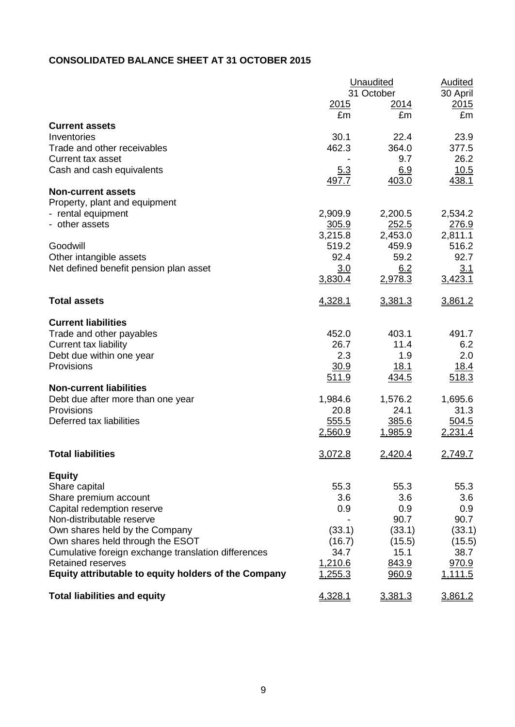## CONSOLIDATED BALANCE SHEET AT 31 OCTOBER 2015

| | Unaudited 31 October 2015 | Unaudited 31 October 2014 | Audited 30 April 2015 |
|---|---|---|---|
| | £m | £m | £m |
| **Current assets** | | | |
| Inventories | 30.1 | 22.4 | 23.9 |
| Trade and other receivables | 462.3 | 364.0 | 377.5 |
| Current tax asset | - | 9.7 | 26.2 |
| Cash and cash equivalents | 5.3 | 6.9 | 10.5 |
| | 497.7 | 403.0 | 438.1 |
| **Non-current assets** | | | |
| Property, plant and equipment | | | |
| - rental equipment | 2,909.9 | 2,200.5 | 2,534.2 |
| - other assets | 305.9 | 252.5 | 276.9 |
| | 3,215.8 | 2,453.0 | 2,811.1 |
| Goodwill | 519.2 | 459.9 | 516.2 |
| Other intangible assets | 92.4 | 59.2 | 92.7 |
| Net defined benefit pension plan asset | 3.0 | 6.2 | 3.1 |
| | 3,830.4 | 2,978.3 | 3,423.1 |
| **Total assets** | 4,328.1 | 3,381.3 | 3,861.2 |
| **Current liabilities** | | | |
| Trade and other payables | 452.0 | 403.1 | 491.7 |
| Current tax liability | 26.7 | 11.4 | 6.2 |
| Debt due within one year | 2.3 | 1.9 | 2.0 |
| Provisions | 30.9 | 18.1 | 18.4 |
| | 511.9 | 434.5 | 518.3 |
| **Non-current liabilities** | | | |
| Debt due after more than one year | 1,984.6 | 1,576.2 | 1,695.6 |
| Provisions | 20.8 | 24.1 | 31.3 |
| Deferred tax liabilities | 555.5 | 385.6 | 504.5 |
| | 2,560.9 | 1,985.9 | 2,231.4 |
| **Total liabilities** | 3,072.8 | 2,420.4 | 2,749.7 |
| **Equity** | | | |
| Share capital | 55.3 | 55.3 | 55.3 |
| Share premium account | 3.6 | 3.6 | 3.6 |
| Capital redemption reserve | 0.9 | 0.9 | 0.9 |
| Non-distributable reserve | - | 90.7 | 90.7 |
| Own shares held by the Company | (33.1) | (33.1) | (33.1) |
| Own shares held through the ESOT | (16.7) | (15.5) | (15.5) |
| Cumulative foreign exchange translation differences | 34.7 | 15.1 | 38.7 |
| Retained reserves | 1,210.6 | 843.9 | 970.9 |
| **Equity attributable to equity holders of the Company** | 1,255.3 | 960.9 | 1,111.5 |
| **Total liabilities and equity** | 4,328.1 | 3,381.3 | 3,861.2 |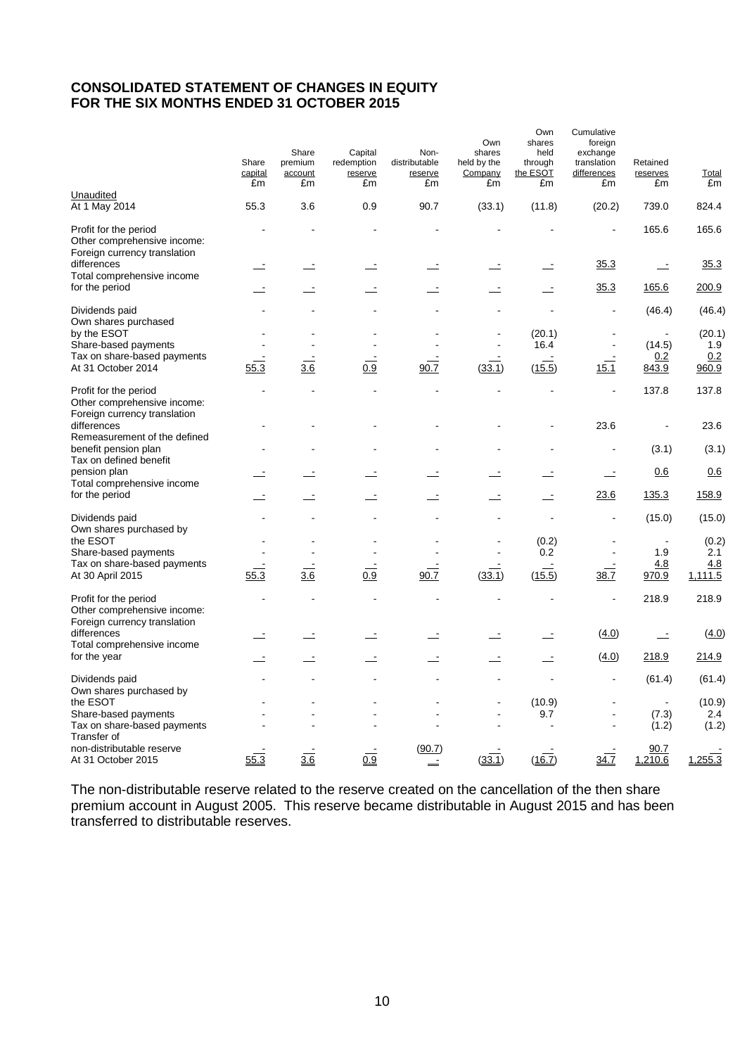# CONSOLIDATED STATEMENT OF CHANGES IN EQUITY
# FOR THE SIX MONTHS ENDED 31 OCTOBER 2015

| | Share capital £m | Share premium account £m | Capital redemption reserve £m | Non-distributable reserve £m | Own shares held by the Company £m | Own shares held through the ESOT £m | Cumulative foreign exchange translation differences £m | Retained reserves £m | Total £m |
|---|---|---|---|---|---|---|---|---|---|
| Unaudited | | | | | | | | | |
| At 1 May 2014 | 55.3 | 3.6 | 0.9 | 90.7 | (33.1) | (11.8) | (20.2) | 739.0 | 824.4 |
| Profit for the period | - | - | - | - | - | - | - | 165.6 | 165.6 |
| Other comprehensive income: | | | | | | | | | |
| Foreign currency translation differences | - | - | - | - | - | - | 35.3 | - | 35.3 |
| Total comprehensive income for the period | - | - | - | - | - | - | 35.3 | 165.6 | 200.9 |
| Dividends paid | - | - | - | - | - | - | - | (46.4) | (46.4) |
| Own shares purchased by the ESOT | - | - | - | - | - | (20.1) | - | - | (20.1) |
| Share-based payments | - | - | - | - | - | 16.4 | - | (14.5) | 1.9 |
| Tax on share-based payments | - | - | - | - | - | - | - | 0.2 | 0.2 |
| At 31 October 2014 | 55.3 | 3.6 | 0.9 | 90.7 | (33.1) | (15.5) | 15.1 | 843.9 | 960.9 |
| Profit for the period | - | - | - | - | - | - | - | 137.8 | 137.8 |
| Other comprehensive income: | | | | | | | | | |
| Foreign currency translation differences | - | - | - | - | - | - | 23.6 | - | 23.6 |
| Remeasurement of the defined benefit pension plan | - | - | - | - | - | - | - | (3.1) | (3.1) |
| Tax on defined benefit pension plan | - | - | - | - | - | - | - | 0.6 | 0.6 |
| Total comprehensive income for the period | - | - | - | - | - | - | 23.6 | 135.3 | 158.9 |
| Dividends paid | - | - | - | - | - | - | - | (15.0) | (15.0) |
| Own shares purchased by the ESOT | - | - | - | - | - | (0.2) | - | - | (0.2) |
| Share-based payments | - | - | - | - | - | 0.2 | - | 1.9 | 2.1 |
| Tax on share-based payments | - | - | - | - | - | - | - | 4.8 | 4.8 |
| At 30 April 2015 | 55.3 | 3.6 | 0.9 | 90.7 | (33.1) | (15.5) | 38.7 | 970.9 | 1,111.5 |
| Profit for the period | - | - | - | - | - | - | - | 218.9 | 218.9 |
| Other comprehensive income: | | | | | | | | | |
| Foreign currency translation differences | - | - | - | - | - | - | (4.0) | - | (4.0) |
| Total comprehensive income for the year | - | - | - | - | - | - | (4.0) | 218.9 | 214.9 |
| Dividends paid | - | - | - | - | - | - | - | (61.4) | (61.4) |
| Own shares purchased by the ESOT | - | - | - | - | - | (10.9) | - | - | (10.9) |
| Share-based payments | - | - | - | - | - | 9.7 | - | (7.3) | 2.4 |
| Tax on share-based payments | - | - | - | - | - | - | - | (1.2) | (1.2) |
| Transfer of non-distributable reserve | - | - | - | (90.7) | - | - | - | 90.7 | - |
| At 31 October 2015 | 55.3 | 3.6 | 0.9 | - | (33.1) | (16.7) | 34.7 | 1,210.6 | 1,255.3 |

The non-distributable reserve related to the reserve created on the cancellation of the then share premium account in August 2005. This reserve became distributable in August 2015 and has been transferred to distributable reserves.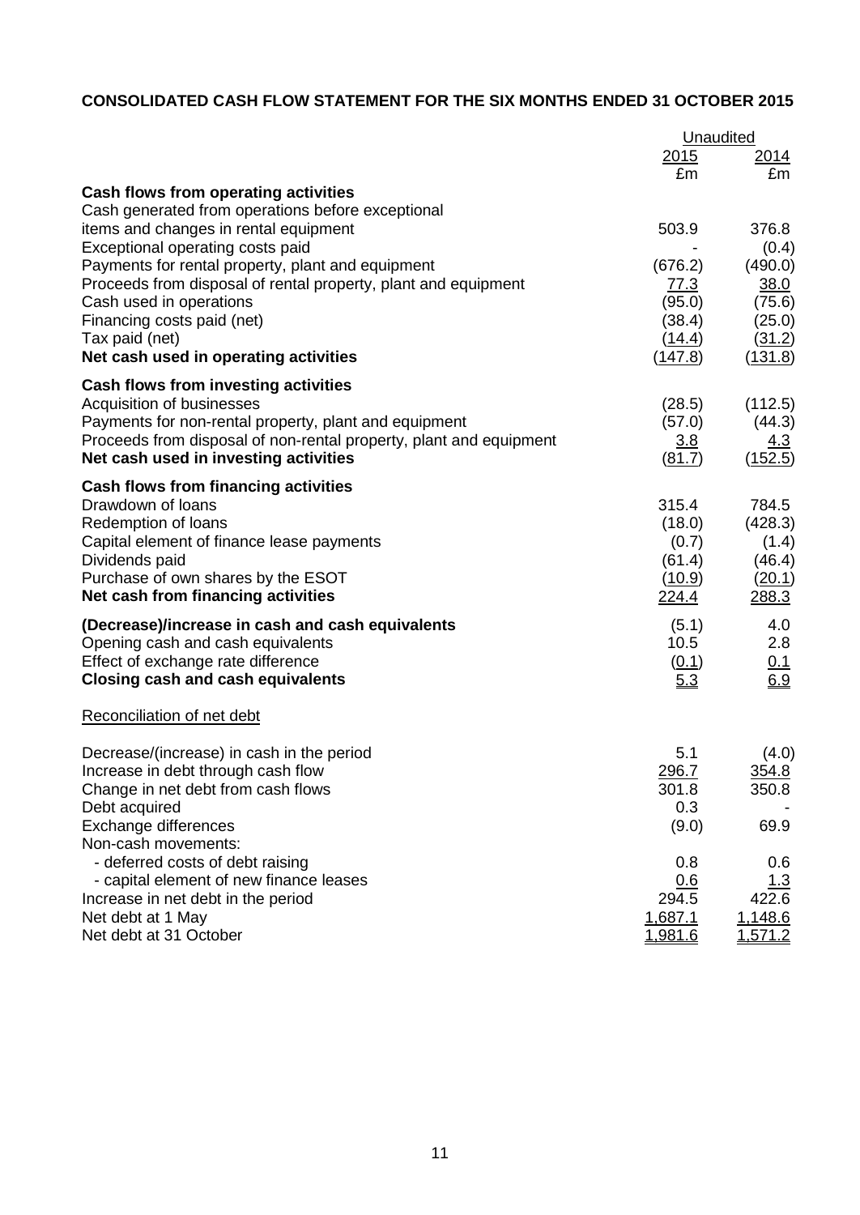**CONSOLIDATED CASH FLOW STATEMENT FOR THE SIX MONTHS ENDED 31 OCTOBER 2015**

| | Unaudited | |
|---|---|---|
| | 2015 | 2014 |
| | £m | £m |
| **Cash flows from operating activities** | | |
| Cash generated from operations before exceptional items and changes in rental equipment | 503.9 | 376.8 |
| Exceptional operating costs paid | - | (0.4) |
| Payments for rental property, plant and equipment | (676.2) | (490.0) |
| Proceeds from disposal of rental property, plant and equipment | 77.3 | 38.0 |
| Cash used in operations | (95.0) | (75.6) |
| Financing costs paid (net) | (38.4) | (25.0) |
| Tax paid (net) | (14.4) | (31.2) |
| **Net cash used in operating activities** | (147.8) | (131.8) |
| **Cash flows from investing activities** | | |
| Acquisition of businesses | (28.5) | (112.5) |
| Payments for non-rental property, plant and equipment | (57.0) | (44.3) |
| Proceeds from disposal of non-rental property, plant and equipment | 3.8 | 4.3 |
| **Net cash used in investing activities** | (81.7) | (152.5) |
| **Cash flows from financing activities** | | |
| Drawdown of loans | 315.4 | 784.5 |
| Redemption of loans | (18.0) | (428.3) |
| Capital element of finance lease payments | (0.7) | (1.4) |
| Dividends paid | (61.4) | (46.4) |
| Purchase of own shares by the ESOT | (10.9) | (20.1) |
| **Net cash from financing activities** | 224.4 | 288.3 |
| **(Decrease)/increase in cash and cash equivalents** | (5.1) | 4.0 |
| Opening cash and cash equivalents | 10.5 | 2.8 |
| Effect of exchange rate difference | (0.1) | 0.1 |
| **Closing cash and cash equivalents** | 5.3 | 6.9 |

Reconciliation of net debt

| | 2015 | 2014 |
|---|---|---|
| Decrease/(increase) in cash in the period | 5.1 | (4.0) |
| Increase in debt through cash flow | 296.7 | 354.8 |
| Change in net debt from cash flows | 301.8 | 350.8 |
| Debt acquired | 0.3 | - |
| Exchange differences | (9.0) | 69.9 |
| Non-cash movements: | | |
| - deferred costs of debt raising | 0.8 | 0.6 |
| - capital element of new finance leases | 0.6 | 1.3 |
| Increase in net debt in the period | 294.5 | 422.6 |
| Net debt at 1 May | 1,687.1 | 1,148.6 |
| Net debt at 31 October | 1,981.6 | 1,571.2 |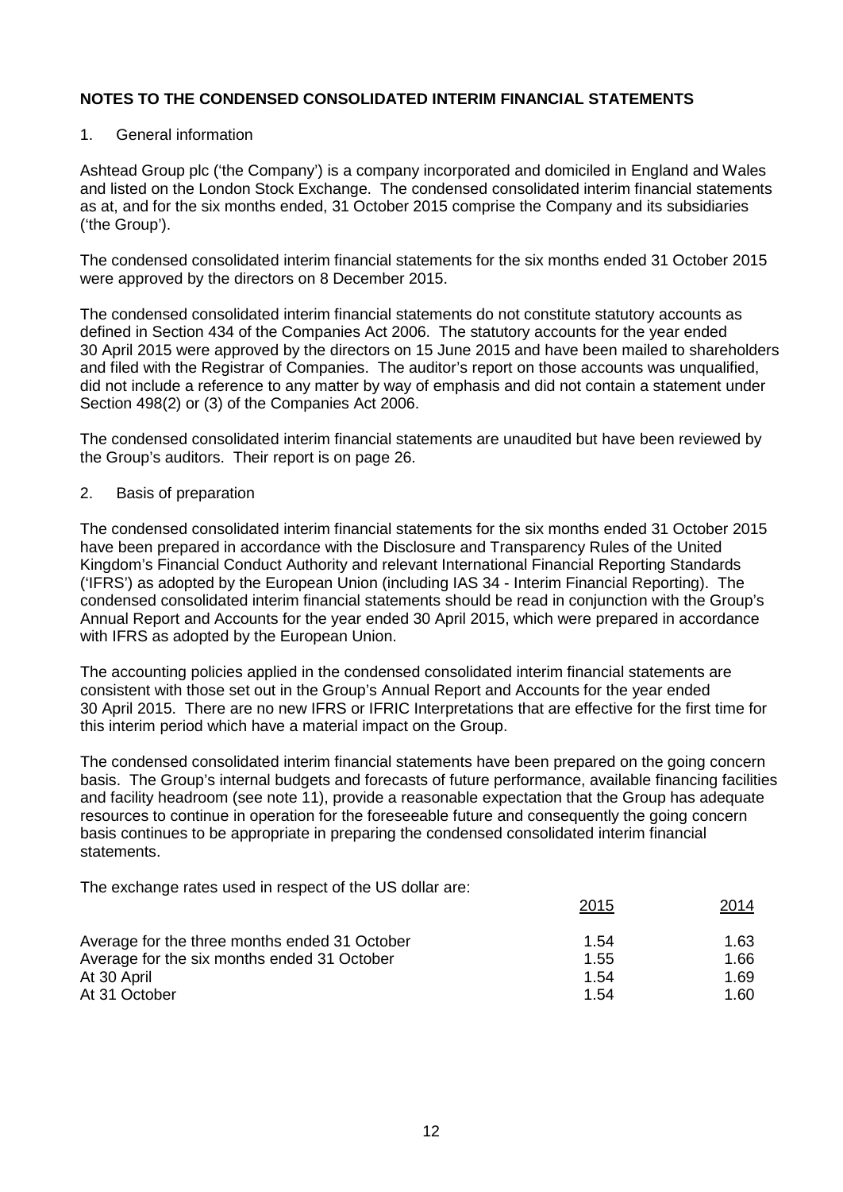# NOTES TO THE CONDENSED CONSOLIDATED INTERIM FINANCIAL STATEMENTS

1. General information

Ashtead Group plc ('the Company') is a company incorporated and domiciled in England and Wales and listed on the London Stock Exchange. The condensed consolidated interim financial statements as at, and for the six months ended, 31 October 2015 comprise the Company and its subsidiaries ('the Group').

The condensed consolidated interim financial statements for the six months ended 31 October 2015 were approved by the directors on 8 December 2015.

The condensed consolidated interim financial statements do not constitute statutory accounts as defined in Section 434 of the Companies Act 2006. The statutory accounts for the year ended 30 April 2015 were approved by the directors on 15 June 2015 and have been mailed to shareholders and filed with the Registrar of Companies. The auditor's report on those accounts was unqualified, did not include a reference to any matter by way of emphasis and did not contain a statement under Section 498(2) or (3) of the Companies Act 2006.

The condensed consolidated interim financial statements are unaudited but have been reviewed by the Group's auditors. Their report is on page 26.

2. Basis of preparation

The condensed consolidated interim financial statements for the six months ended 31 October 2015 have been prepared in accordance with the Disclosure and Transparency Rules of the United Kingdom's Financial Conduct Authority and relevant International Financial Reporting Standards ('IFRS') as adopted by the European Union (including IAS 34 - Interim Financial Reporting). The condensed consolidated interim financial statements should be read in conjunction with the Group's Annual Report and Accounts for the year ended 30 April 2015, which were prepared in accordance with IFRS as adopted by the European Union.

The accounting policies applied in the condensed consolidated interim financial statements are consistent with those set out in the Group's Annual Report and Accounts for the year ended 30 April 2015. There are no new IFRS or IFRIC Interpretations that are effective for the first time for this interim period which have a material impact on the Group.

The condensed consolidated interim financial statements have been prepared on the going concern basis. The Group's internal budgets and forecasts of future performance, available financing facilities and facility headroom (see note 11), provide a reasonable expectation that the Group has adequate resources to continue in operation for the foreseeable future and consequently the going concern basis continues to be appropriate in preparing the condensed consolidated interim financial statements.

The exchange rates used in respect of the US dollar are:

| | 2015 | 2014 |
|---|---|---|
| Average for the three months ended 31 October | 1.54 | 1.63 |
| Average for the six months ended 31 October | 1.55 | 1.66 |
| At 30 April | 1.54 | 1.69 |
| At 31 October | 1.54 | 1.60 |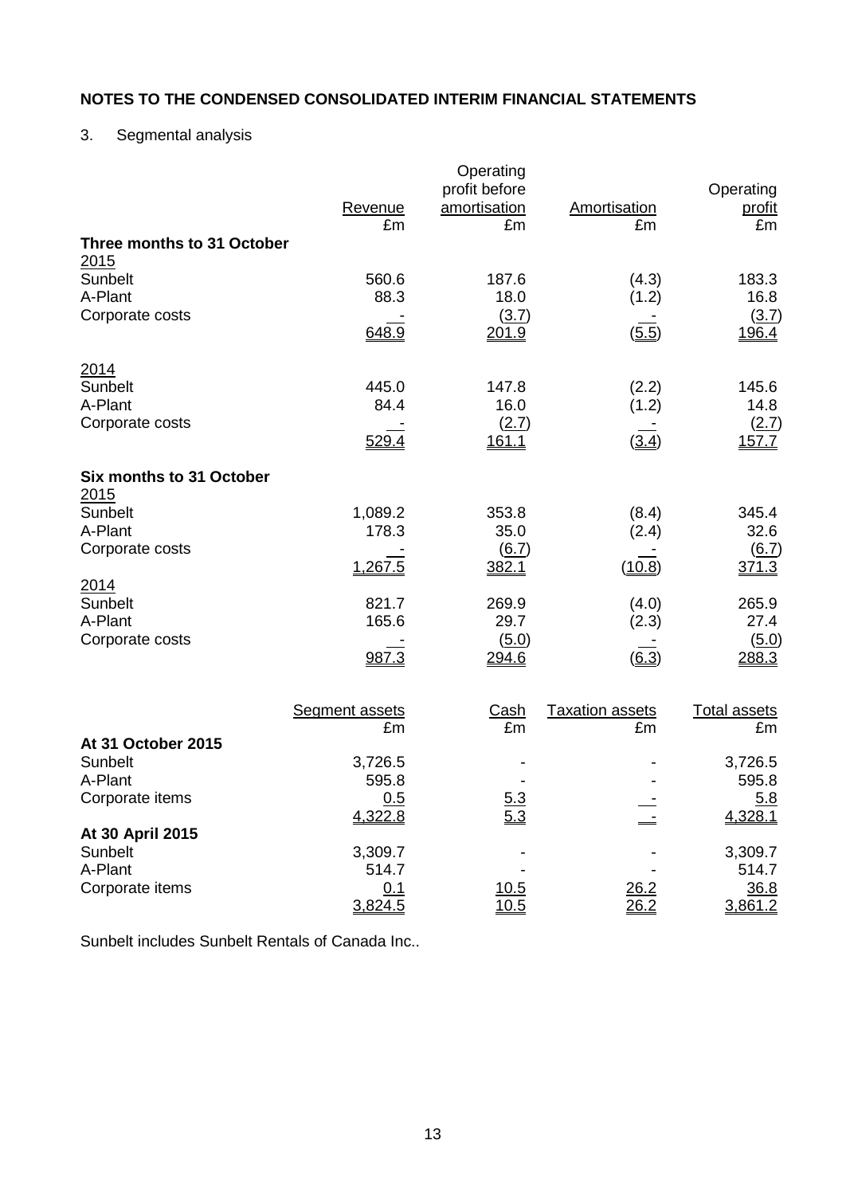## NOTES TO THE CONDENSED CONSOLIDATED INTERIM FINANCIAL STATEMENTS

3. Segmental analysis

| | Revenue £m | Operating profit before amortisation £m | Amortisation £m | Operating profit £m |
|---|---|---|---|---|
| **Three months to 31 October** | | | | |
| 2015 | | | | |
| Sunbelt | 560.6 | 187.6 | (4.3) | 183.3 |
| A-Plant | 88.3 | 18.0 | (1.2) | 16.8 |
| Corporate costs | - | (3.7) | - | (3.7) |
| | 648.9 | 201.9 | (5.5) | 196.4 |
| 2014 | | | | |
| Sunbelt | 445.0 | 147.8 | (2.2) | 145.6 |
| A-Plant | 84.4 | 16.0 | (1.2) | 14.8 |
| Corporate costs | - | (2.7) | - | (2.7) |
| | 529.4 | 161.1 | (3.4) | 157.7 |
| **Six months to 31 October** | | | | |
| 2015 | | | | |
| Sunbelt | 1,089.2 | 353.8 | (8.4) | 345.4 |
| A-Plant | 178.3 | 35.0 | (2.4) | 32.6 |
| Corporate costs | - | (6.7) | - | (6.7) |
| | 1,267.5 | 382.1 | (10.8) | 371.3 |
| 2014 | | | | |
| Sunbelt | 821.7 | 269.9 | (4.0) | 265.9 |
| A-Plant | 165.6 | 29.7 | (2.3) | 27.4 |
| Corporate costs | - | (5.0) | - | (5.0) |
| | 987.3 | 294.6 | (6.3) | 288.3 |

| | Segment assets £m | Cash £m | Taxation assets £m | Total assets £m |
|---|---|---|---|---|
| **At 31 October 2015** | | | | |
| Sunbelt | 3,726.5 | - | - | 3,726.5 |
| A-Plant | 595.8 | - | - | 595.8 |
| Corporate items | 0.5 | 5.3 | - | 5.8 |
| | 4,322.8 | 5.3 | - | 4,328.1 |
| **At 30 April 2015** | | | | |
| Sunbelt | 3,309.7 | - | - | 3,309.7 |
| A-Plant | 514.7 | - | - | 514.7 |
| Corporate items | 0.1 | 10.5 | 26.2 | 36.8 |
| | 3,824.5 | 10.5 | 26.2 | 3,861.2 |

Sunbelt includes Sunbelt Rentals of Canada Inc..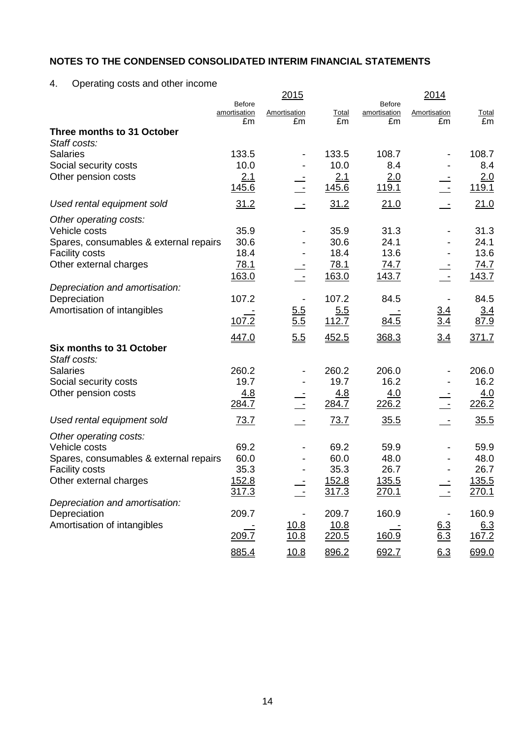**NOTES TO THE CONDENSED CONSOLIDATED INTERIM FINANCIAL STATEMENTS**

4. Operating costs and other income

| | 2015 | | | 2014 | | |
|---|---|---|---|---|---|---|
| | Before amortisation £m | Amortisation £m | Total £m | Before amortisation £m | Amortisation £m | Total £m |
| **Three months to 31 October** | | | | | | |
| *Staff costs:* | | | | | | |
| Salaries | 133.5 | - | 133.5 | 108.7 | - | 108.7 |
| Social security costs | 10.0 | - | 10.0 | 8.4 | - | 8.4 |
| Other pension costs | 2.1 | - | 2.1 | 2.0 | - | 2.0 |
| | 145.6 | - | 145.6 | 119.1 | - | 119.1 |
| *Used rental equipment sold* | 31.2 | - | 31.2 | 21.0 | - | 21.0 |
| *Other operating costs:* | | | | | | |
| Vehicle costs | 35.9 | - | 35.9 | 31.3 | - | 31.3 |
| Spares, consumables & external repairs | 30.6 | - | 30.6 | 24.1 | - | 24.1 |
| Facility costs | 18.4 | - | 18.4 | 13.6 | - | 13.6 |
| Other external charges | 78.1 | - | 78.1 | 74.7 | - | 74.7 |
| | 163.0 | - | 163.0 | 143.7 | - | 143.7 |
| *Depreciation and amortisation:* | | | | | | |
| Depreciation | 107.2 | - | 107.2 | 84.5 | - | 84.5 |
| Amortisation of intangibles | - | 5.5 | 5.5 | - | 3.4 | 3.4 |
| | 107.2 | 5.5 | 112.7 | 84.5 | 3.4 | 87.9 |
| | 447.0 | 5.5 | 452.5 | 368.3 | 3.4 | 371.7 |
| **Six months to 31 October** | | | | | | |
| *Staff costs:* | | | | | | |
| Salaries | 260.2 | - | 260.2 | 206.0 | - | 206.0 |
| Social security costs | 19.7 | - | 19.7 | 16.2 | - | 16.2 |
| Other pension costs | 4.8 | - | 4.8 | 4.0 | - | 4.0 |
| | 284.7 | - | 284.7 | 226.2 | - | 226.2 |
| *Used rental equipment sold* | 73.7 | - | 73.7 | 35.5 | - | 35.5 |
| *Other operating costs:* | | | | | | |
| Vehicle costs | 69.2 | - | 69.2 | 59.9 | - | 59.9 |
| Spares, consumables & external repairs | 60.0 | - | 60.0 | 48.0 | - | 48.0 |
| Facility costs | 35.3 | - | 35.3 | 26.7 | - | 26.7 |
| Other external charges | 152.8 | - | 152.8 | 135.5 | - | 135.5 |
| | 317.3 | - | 317.3 | 270.1 | - | 270.1 |
| *Depreciation and amortisation:* | | | | | | |
| Depreciation | 209.7 | - | 209.7 | 160.9 | - | 160.9 |
| Amortisation of intangibles | - | 10.8 | 10.8 | - | 6.3 | 6.3 |
| | 209.7 | 10.8 | 220.5 | 160.9 | 6.3 | 167.2 |
| | 885.4 | 10.8 | 896.2 | 692.7 | 6.3 | 699.0 |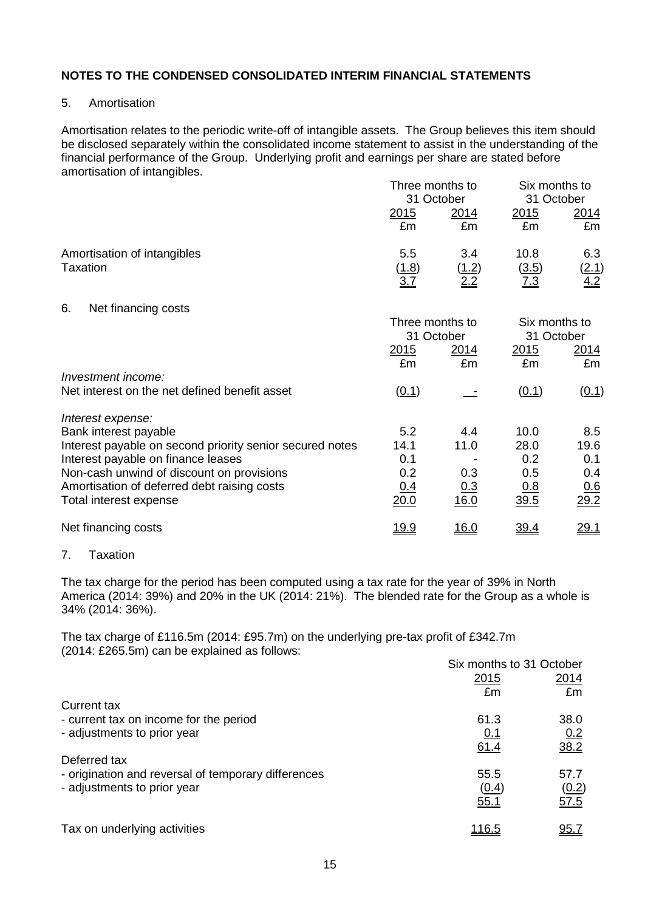## NOTES TO THE CONDENSED CONSOLIDATED INTERIM FINANCIAL STATEMENTS

### 5. Amortisation

Amortisation relates to the periodic write-off of intangible assets. The Group believes this item should be disclosed separately within the consolidated income statement to assist in the understanding of the financial performance of the Group. Underlying profit and earnings per share are stated before amortisation of intangibles.

| | Three months to 31 October | | Six months to 31 October | |
|---|---|---|---|---|
| | 2015 | 2014 | 2015 | 2014 |
| | £m | £m | £m | £m |
| Amortisation of intangibles | 5.5 | 3.4 | 10.8 | 6.3 |
| Taxation | (1.8) | (1.2) | (3.5) | (2.1) |
| | 3.7 | 2.2 | 7.3 | 4.2 |

### 6. Net financing costs

| | Three months to 31 October | | Six months to 31 October | |
|---|---|---|---|---|
| | 2015 | 2014 | 2015 | 2014 |
| | £m | £m | £m | £m |
| *Investment income:* | | | | |
| Net interest on the net defined benefit asset | (0.1) | - | (0.1) | (0.1) |
| *Interest expense:* | | | | |
| Bank interest payable | 5.2 | 4.4 | 10.0 | 8.5 |
| Interest payable on second priority senior secured notes | 14.1 | 11.0 | 28.0 | 19.6 |
| Interest payable on finance leases | 0.1 | - | 0.2 | 0.1 |
| Non-cash unwind of discount on provisions | 0.2 | 0.3 | 0.5 | 0.4 |
| Amortisation of deferred debt raising costs | 0.4 | 0.3 | 0.8 | 0.6 |
| Total interest expense | 20.0 | 16.0 | 39.5 | 29.2 |
| Net financing costs | 19.9 | 16.0 | 39.4 | 29.1 |

### 7. Taxation

The tax charge for the period has been computed using a tax rate for the year of 39% in North America (2014: 39%) and 20% in the UK (2014: 21%). The blended rate for the Group as a whole is 34% (2014: 36%).

The tax charge of £116.5m (2014: £95.7m) on the underlying pre-tax profit of £342.7m (2014: £265.5m) can be explained as follows:

| | Six months to 31 October | |
|---|---|---|
| | 2015 | 2014 |
| | £m | £m |
| Current tax | | |
| - current tax on income for the period | 61.3 | 38.0 |
| - adjustments to prior year | 0.1 | 0.2 |
| | 61.4 | 38.2 |
| Deferred tax | | |
| - origination and reversal of temporary differences | 55.5 | 57.7 |
| - adjustments to prior year | (0.4) | (0.2) |
| | 55.1 | 57.5 |
| Tax on underlying activities | 116.5 | 95.7 |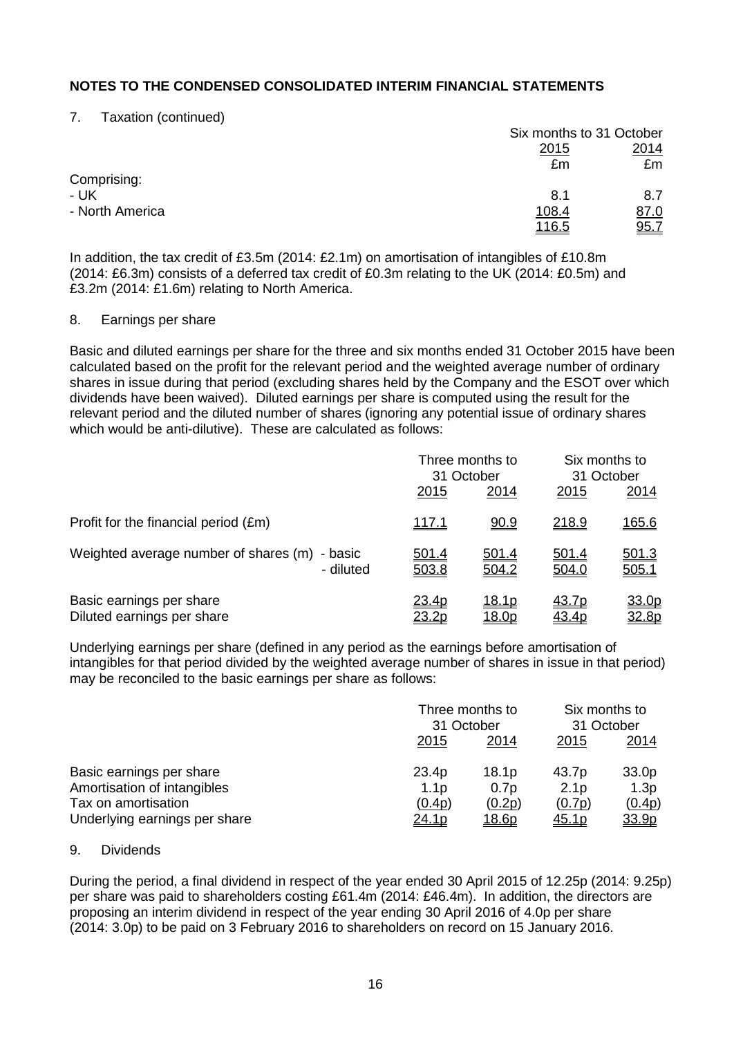## NOTES TO THE CONDENSED CONSOLIDATED INTERIM FINANCIAL STATEMENTS

7. Taxation (continued)

| | Six months to 31 October | |
|---|---|---|
| | 2015 | 2014 |
| | £m | £m |
| Comprising: | | |
| - UK | 8.1 | 8.7 |
| - North America | 108.4 | 87.0 |
| | 116.5 | 95.7 |

In addition, the tax credit of £3.5m (2014: £2.1m) on amortisation of intangibles of £10.8m (2014: £6.3m) consists of a deferred tax credit of £0.3m relating to the UK (2014: £0.5m) and £3.2m (2014: £1.6m) relating to North America.

8. Earnings per share

Basic and diluted earnings per share for the three and six months ended 31 October 2015 have been calculated based on the profit for the relevant period and the weighted average number of ordinary shares in issue during that period (excluding shares held by the Company and the ESOT over which dividends have been waived). Diluted earnings per share is computed using the result for the relevant period and the diluted number of shares (ignoring any potential issue of ordinary shares which would be anti-dilutive). These are calculated as follows:

| | | Three months to 31 October | | Six months to 31 October | |
|---|---|---|---|---|---|
| | | 2015 | 2014 | 2015 | 2014 |
| Profit for the financial period (£m) | | 117.1 | 90.9 | 218.9 | 165.6 |
| Weighted average number of shares (m) | - basic | 501.4 | 501.4 | 501.4 | 501.3 |
| | - diluted | 503.8 | 504.2 | 504.0 | 505.1 |
| Basic earnings per share | | 23.4p | 18.1p | 43.7p | 33.0p |
| Diluted earnings per share | | 23.2p | 18.0p | 43.4p | 32.8p |

Underlying earnings per share (defined in any period as the earnings before amortisation of intangibles for that period divided by the weighted average number of shares in issue in that period) may be reconciled to the basic earnings per share as follows:

| | Three months to 31 October | | Six months to 31 October | |
|---|---|---|---|---|
| | 2015 | 2014 | 2015 | 2014 |
| Basic earnings per share | 23.4p | 18.1p | 43.7p | 33.0p |
| Amortisation of intangibles | 1.1p | 0.7p | 2.1p | 1.3p |
| Tax on amortisation | (0.4p) | (0.2p) | (0.7p) | (0.4p) |
| Underlying earnings per share | 24.1p | 18.6p | 45.1p | 33.9p |

9. Dividends

During the period, a final dividend in respect of the year ended 30 April 2015 of 12.25p (2014: 9.25p) per share was paid to shareholders costing £61.4m (2014: £46.4m). In addition, the directors are proposing an interim dividend in respect of the year ending 30 April 2016 of 4.0p per share (2014: 3.0p) to be paid on 3 February 2016 to shareholders on record on 15 January 2016.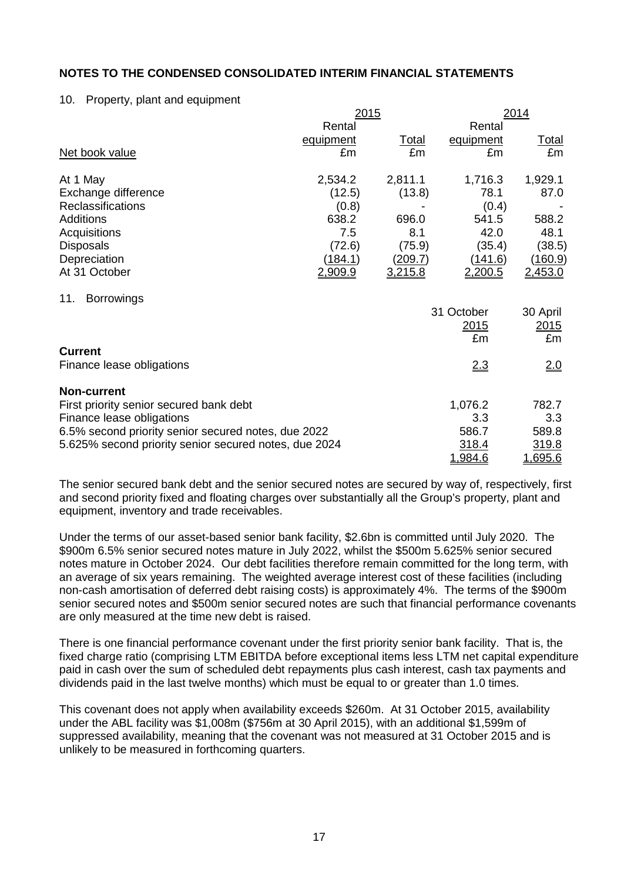**NOTES TO THE CONDENSED CONSOLIDATED INTERIM FINANCIAL STATEMENTS**

10. Property, plant and equipment

| | 2015 | | 2014 | |
|---|---|---|---|---|
| | Rental equipment | Total | Rental equipment | Total |
| Net book value | £m | £m | £m | £m |
| At 1 May | 2,534.2 | 2,811.1 | 1,716.3 | 1,929.1 |
| Exchange difference | (12.5) | (13.8) | 78.1 | 87.0 |
| Reclassifications | (0.8) | - | (0.4) | - |
| Additions | 638.2 | 696.0 | 541.5 | 588.2 |
| Acquisitions | 7.5 | 8.1 | 42.0 | 48.1 |
| Disposals | (72.6) | (75.9) | (35.4) | (38.5) |
| Depreciation | (184.1) | (209.7) | (141.6) | (160.9) |
| At 31 October | 2,909.9 | 3,215.8 | 2,200.5 | 2,453.0 |

11. Borrowings

| | 31 October 2015 | 30 April 2015 |
|---|---|---|
| | £m | £m |
| **Current** | | |
| Finance lease obligations | 2.3 | 2.0 |
| **Non-current** | | |
| First priority senior secured bank debt | 1,076.2 | 782.7 |
| Finance lease obligations | 3.3 | 3.3 |
| 6.5% second priority senior secured notes, due 2022 | 586.7 | 589.8 |
| 5.625% second priority senior secured notes, due 2024 | 318.4 | 319.8 |
| | 1,984.6 | 1,695.6 |

The senior secured bank debt and the senior secured notes are secured by way of, respectively, first and second priority fixed and floating charges over substantially all the Group's property, plant and equipment, inventory and trade receivables.

Under the terms of our asset-based senior bank facility, $2.6bn is committed until July 2020. The $900m 6.5% senior secured notes mature in July 2022, whilst the $500m 5.625% senior secured notes mature in October 2024. Our debt facilities therefore remain committed for the long term, with an average of six years remaining. The weighted average interest cost of these facilities (including non-cash amortisation of deferred debt raising costs) is approximately 4%. The terms of the $900m senior secured notes and $500m senior secured notes are such that financial performance covenants are only measured at the time new debt is raised.

There is one financial performance covenant under the first priority senior bank facility. That is, the fixed charge ratio (comprising LTM EBITDA before exceptional items less LTM net capital expenditure paid in cash over the sum of scheduled debt repayments plus cash interest, cash tax payments and dividends paid in the last twelve months) which must be equal to or greater than 1.0 times.

This covenant does not apply when availability exceeds $260m. At 31 October 2015, availability under the ABL facility was $1,008m ($756m at 30 April 2015), with an additional $1,599m of suppressed availability, meaning that the covenant was not measured at 31 October 2015 and is unlikely to be measured in forthcoming quarters.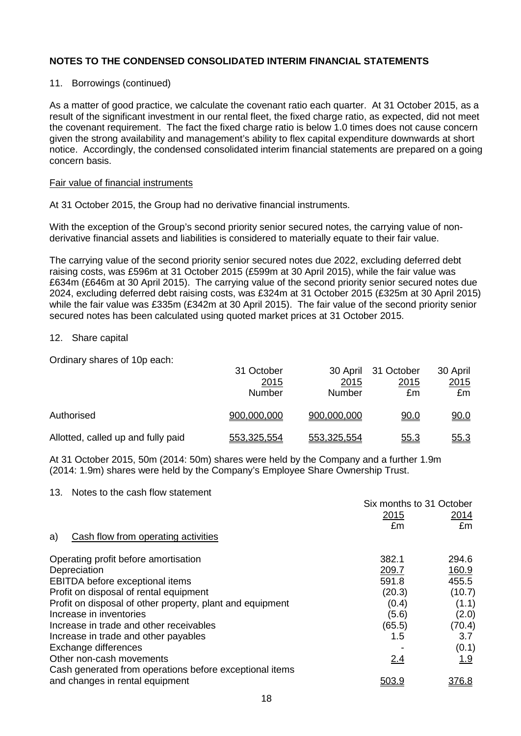## NOTES TO THE CONDENSED CONSOLIDATED INTERIM FINANCIAL STATEMENTS

11. Borrowings (continued)

As a matter of good practice, we calculate the covenant ratio each quarter. At 31 October 2015, as a result of the significant investment in our rental fleet, the fixed charge ratio, as expected, did not meet the covenant requirement. The fact the fixed charge ratio is below 1.0 times does not cause concern given the strong availability and management's ability to flex capital expenditure downwards at short notice. Accordingly, the condensed consolidated interim financial statements are prepared on a going concern basis.

Fair value of financial instruments

At 31 October 2015, the Group had no derivative financial instruments.

With the exception of the Group's second priority senior secured notes, the carrying value of non-derivative financial assets and liabilities is considered to materially equate to their fair value.

The carrying value of the second priority senior secured notes due 2022, excluding deferred debt raising costs, was £596m at 31 October 2015 (£599m at 30 April 2015), while the fair value was £634m (£646m at 30 April 2015). The carrying value of the second priority senior secured notes due 2024, excluding deferred debt raising costs, was £324m at 31 October 2015 (£325m at 30 April 2015) while the fair value was £335m (£342m at 30 April 2015). The fair value of the second priority senior secured notes has been calculated using quoted market prices at 31 October 2015.

12. Share capital

Ordinary shares of 10p each:

| | 31 October 2015 Number | 30 April 2015 Number | 31 October 2015 £m | 30 April 2015 £m |
|---|---|---|---|---|
| Authorised | 900,000,000 | 900,000,000 | 90.0 | 90.0 |
| Allotted, called up and fully paid | 553,325,554 | 553,325,554 | 55.3 | 55.3 |

At 31 October 2015, 50m (2014: 50m) shares were held by the Company and a further 1.9m (2014: 1.9m) shares were held by the Company's Employee Share Ownership Trust.

13. Notes to the cash flow statement

| | Six months to 31 October | |
|---|---|---|
| | 2015 £m | 2014 £m |
| a) Cash flow from operating activities | | |
| Operating profit before amortisation | 382.1 | 294.6 |
| Depreciation | 209.7 | 160.9 |
| EBITDA before exceptional items | 591.8 | 455.5 |
| Profit on disposal of rental equipment | (20.3) | (10.7) |
| Profit on disposal of other property, plant and equipment | (0.4) | (1.1) |
| Increase in inventories | (5.6) | (2.0) |
| Increase in trade and other receivables | (65.5) | (70.4) |
| Increase in trade and other payables | 1.5 | 3.7 |
| Exchange differences | - | (0.1) |
| Other non-cash movements | 2.4 | 1.9 |
| Cash generated from operations before exceptional items and changes in rental equipment | 503.9 | 376.8 |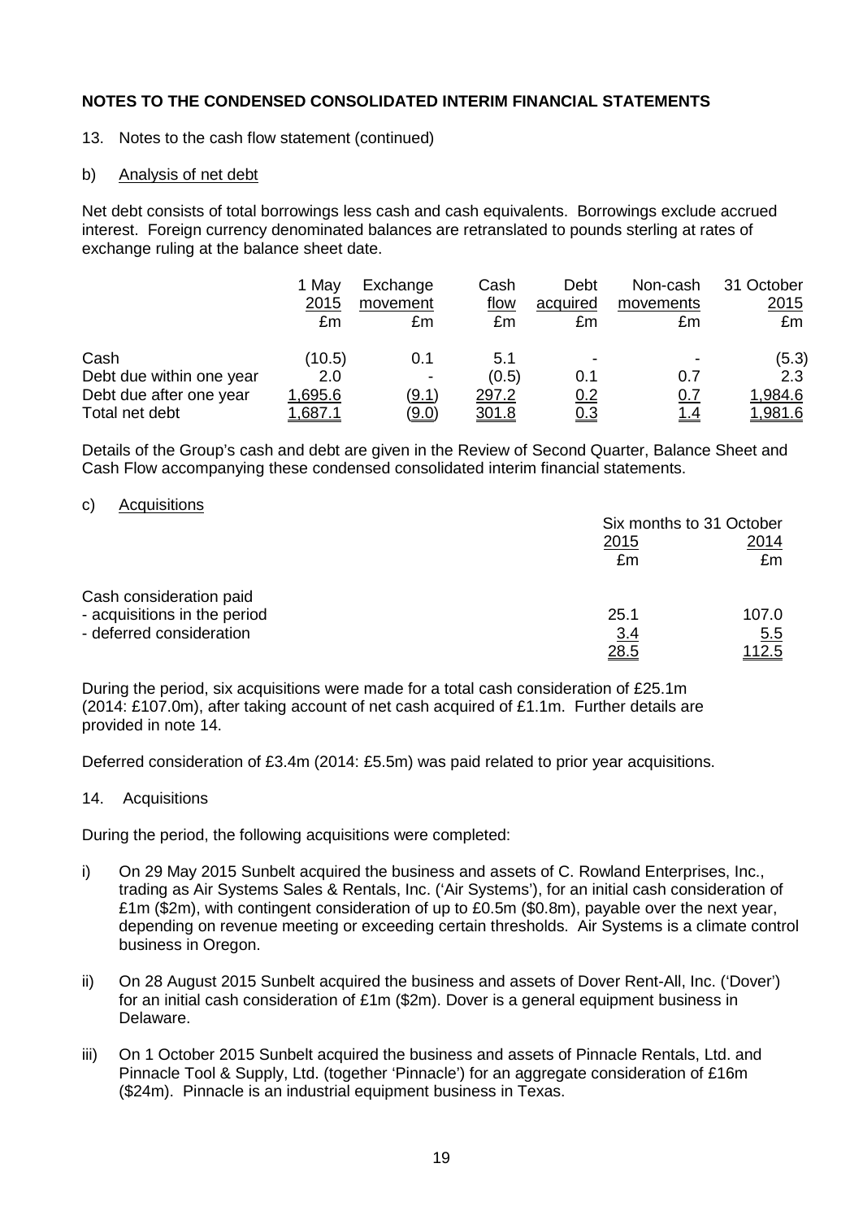## NOTES TO THE CONDENSED CONSOLIDATED INTERIM FINANCIAL STATEMENTS

13. Notes to the cash flow statement (continued)

b) Analysis of net debt

Net debt consists of total borrowings less cash and cash equivalents. Borrowings exclude accrued interest. Foreign currency denominated balances are retranslated to pounds sterling at rates of exchange ruling at the balance sheet date.

| | 1 May 2015 £m | Exchange movement £m | Cash flow £m | Debt acquired £m | Non-cash movements £m | 31 October 2015 £m |
|---|---|---|---|---|---|---|
| Cash | (10.5) | 0.1 | 5.1 | - | - | (5.3) |
| Debt due within one year | 2.0 | - | (0.5) | 0.1 | 0.7 | 2.3 |
| Debt due after one year | 1,695.6 | (9.1) | 297.2 | 0.2 | 0.7 | 1,984.6 |
| Total net debt | 1,687.1 | (9.0) | 301.8 | 0.3 | 1.4 | 1,981.6 |

Details of the Group's cash and debt are given in the Review of Second Quarter, Balance Sheet and Cash Flow accompanying these condensed consolidated interim financial statements.

c) Acquisitions

| | Six months to 31 October | |
|---|---|---|
| | 2015 £m | 2014 £m |
| Cash consideration paid | | |
| - acquisitions in the period | 25.1 | 107.0 |
| - deferred consideration | 3.4 | 5.5 |
| | 28.5 | 112.5 |

During the period, six acquisitions were made for a total cash consideration of £25.1m (2014: £107.0m), after taking account of net cash acquired of £1.1m. Further details are provided in note 14.

Deferred consideration of £3.4m (2014: £5.5m) was paid related to prior year acquisitions.

14. Acquisitions

During the period, the following acquisitions were completed:

i) On 29 May 2015 Sunbelt acquired the business and assets of C. Rowland Enterprises, Inc., trading as Air Systems Sales & Rentals, Inc. ('Air Systems'), for an initial cash consideration of £1m ($2m), with contingent consideration of up to £0.5m ($0.8m), payable over the next year, depending on revenue meeting or exceeding certain thresholds. Air Systems is a climate control business in Oregon.

ii) On 28 August 2015 Sunbelt acquired the business and assets of Dover Rent-All, Inc. ('Dover') for an initial cash consideration of £1m ($2m). Dover is a general equipment business in Delaware.

iii) On 1 October 2015 Sunbelt acquired the business and assets of Pinnacle Rentals, Ltd. and Pinnacle Tool & Supply, Ltd. (together 'Pinnacle') for an aggregate consideration of £16m ($24m). Pinnacle is an industrial equipment business in Texas.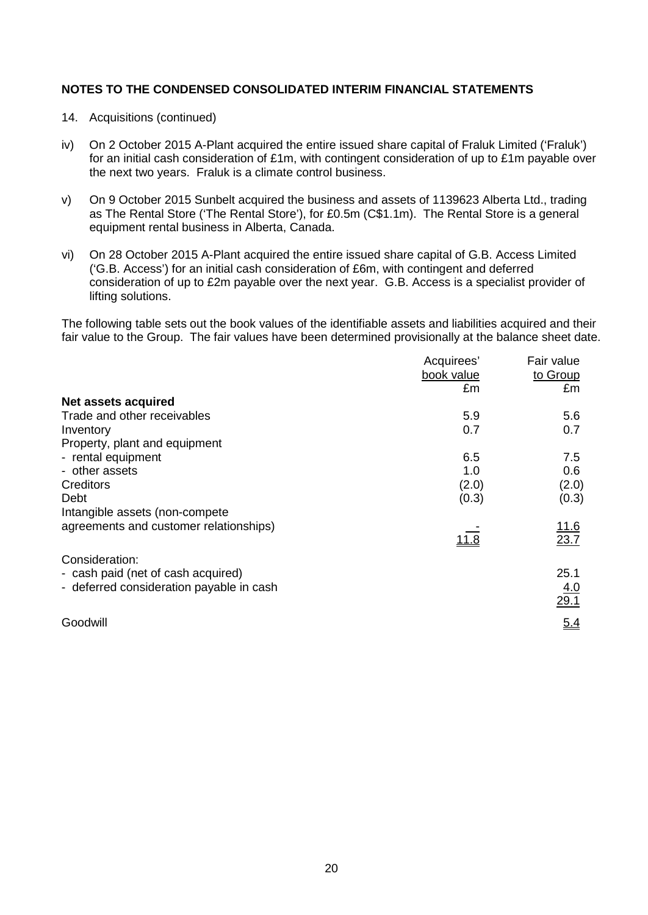## NOTES TO THE CONDENSED CONSOLIDATED INTERIM FINANCIAL STATEMENTS

14. Acquisitions (continued)

iv) On 2 October 2015 A-Plant acquired the entire issued share capital of Fraluk Limited ('Fraluk') for an initial cash consideration of £1m, with contingent consideration of up to £1m payable over the next two years. Fraluk is a climate control business.

v) On 9 October 2015 Sunbelt acquired the business and assets of 1139623 Alberta Ltd., trading as The Rental Store ('The Rental Store'), for £0.5m (C$1.1m). The Rental Store is a general equipment rental business in Alberta, Canada.

vi) On 28 October 2015 A-Plant acquired the entire issued share capital of G.B. Access Limited ('G.B. Access') for an initial cash consideration of £6m, with contingent and deferred consideration of up to £2m payable over the next year. G.B. Access is a specialist provider of lifting solutions.

The following table sets out the book values of the identifiable assets and liabilities acquired and their fair value to the Group. The fair values have been determined provisionally at the balance sheet date.

| | Acquirees' book value £m | Fair value to Group £m |
|---|---|---|
| **Net assets acquired** | | |
| Trade and other receivables | 5.9 | 5.6 |
| Inventory | 0.7 | 0.7 |
| Property, plant and equipment | | |
| - rental equipment | 6.5 | 7.5 |
| - other assets | 1.0 | 0.6 |
| Creditors | (2.0) | (2.0) |
| Debt | (0.3) | (0.3) |
| Intangible assets (non-compete agreements and customer relationships) | - | 11.6 |
| | 11.8 | 23.7 |
| Consideration: | | |
| - cash paid (net of cash acquired) | | 25.1 |
| - deferred consideration payable in cash | | 4.0 |
| | | 29.1 |
| Goodwill | | 5.4 |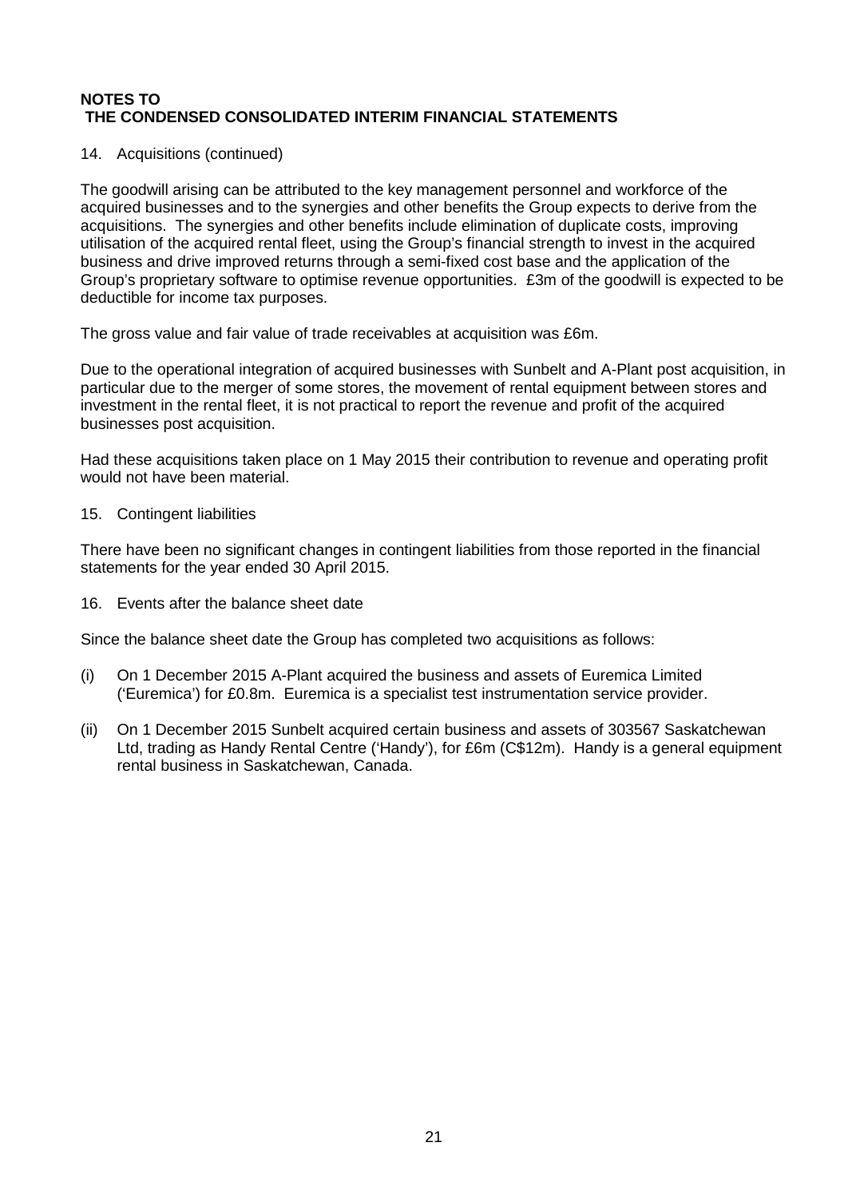**NOTES TO**
**THE CONDENSED CONSOLIDATED INTERIM FINANCIAL STATEMENTS**

14. Acquisitions (continued)

The goodwill arising can be attributed to the key management personnel and workforce of the acquired businesses and to the synergies and other benefits the Group expects to derive from the acquisitions. The synergies and other benefits include elimination of duplicate costs, improving utilisation of the acquired rental fleet, using the Group's financial strength to invest in the acquired business and drive improved returns through a semi-fixed cost base and the application of the Group's proprietary software to optimise revenue opportunities. £3m of the goodwill is expected to be deductible for income tax purposes.

The gross value and fair value of trade receivables at acquisition was £6m.

Due to the operational integration of acquired businesses with Sunbelt and A-Plant post acquisition, in particular due to the merger of some stores, the movement of rental equipment between stores and investment in the rental fleet, it is not practical to report the revenue and profit of the acquired businesses post acquisition.

Had these acquisitions taken place on 1 May 2015 their contribution to revenue and operating profit would not have been material.

15. Contingent liabilities

There have been no significant changes in contingent liabilities from those reported in the financial statements for the year ended 30 April 2015.

16. Events after the balance sheet date

Since the balance sheet date the Group has completed two acquisitions as follows:

(i) On 1 December 2015 A-Plant acquired the business and assets of Euremica Limited ('Euremica') for £0.8m. Euremica is a specialist test instrumentation service provider.

(ii) On 1 December 2015 Sunbelt acquired certain business and assets of 303567 Saskatchewan Ltd, trading as Handy Rental Centre ('Handy'), for £6m (C$12m). Handy is a general equipment rental business in Saskatchewan, Canada.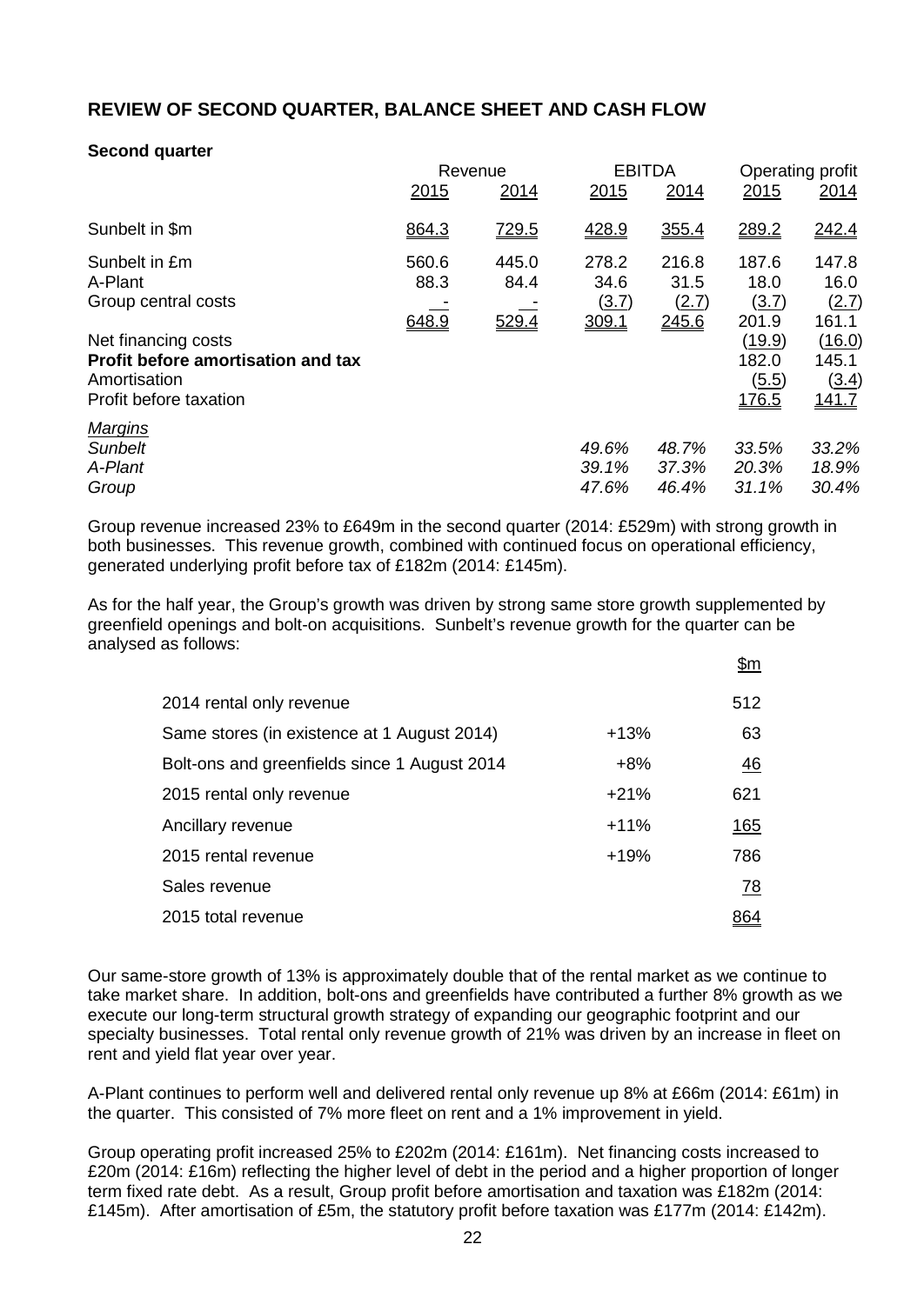## REVIEW OF SECOND QUARTER, BALANCE SHEET AND CASH FLOW

**Second quarter**

| | Revenue | | EBITDA | | Operating profit | |
|---|---|---|---|---|---|---|
| | 2015 | 2014 | 2015 | 2014 | 2015 | 2014 |
| Sunbelt in $m | 864.3 | 729.5 | 428.9 | 355.4 | 289.2 | 242.4 |
| Sunbelt in £m | 560.6 | 445.0 | 278.2 | 216.8 | 187.6 | 147.8 |
| A-Plant | 88.3 | 84.4 | 34.6 | 31.5 | 18.0 | 16.0 |
| Group central costs | - | - | (3.7) | (2.7) | (3.7) | (2.7) |
| | 648.9 | 529.4 | 309.1 | 245.6 | 201.9 | 161.1 |
| Net financing costs | | | | | (19.9) | (16.0) |
| **Profit before amortisation and tax** | | | | | 182.0 | 145.1 |
| Amortisation | | | | | (5.5) | (3.4) |
| Profit before taxation | | | | | 176.5 | 141.7 |
| *Margins* | | | | | | |
| *Sunbelt* | | | *49.6%* | *48.7%* | *33.5%* | *33.2%* |
| *A-Plant* | | | *39.1%* | *37.3%* | *20.3%* | *18.9%* |
| *Group* | | | *47.6%* | *46.4%* | *31.1%* | *30.4%* |

Group revenue increased 23% to £649m in the second quarter (2014: £529m) with strong growth in both businesses. This revenue growth, combined with continued focus on operational efficiency, generated underlying profit before tax of £182m (2014: £145m).

As for the half year, the Group's growth was driven by strong same store growth supplemented by greenfield openings and bolt-on acquisitions. Sunbelt's revenue growth for the quarter can be analysed as follows:

| | | $m |
|---|---|---|
| 2014 rental only revenue | | 512 |
| Same stores (in existence at 1 August 2014) | +13% | 63 |
| Bolt-ons and greenfields since 1 August 2014 | +8% | 46 |
| 2015 rental only revenue | +21% | 621 |
| Ancillary revenue | +11% | 165 |
| 2015 rental revenue | +19% | 786 |
| Sales revenue | | 78 |
| 2015 total revenue | | 864 |

Our same-store growth of 13% is approximately double that of the rental market as we continue to take market share. In addition, bolt-ons and greenfields have contributed a further 8% growth as we execute our long-term structural growth strategy of expanding our geographic footprint and our specialty businesses. Total rental only revenue growth of 21% was driven by an increase in fleet on rent and yield flat year over year.

A-Plant continues to perform well and delivered rental only revenue up 8% at £66m (2014: £61m) in the quarter. This consisted of 7% more fleet on rent and a 1% improvement in yield.

Group operating profit increased 25% to £202m (2014: £161m). Net financing costs increased to £20m (2014: £16m) reflecting the higher level of debt in the period and a higher proportion of longer term fixed rate debt. As a result, Group profit before amortisation and taxation was £182m (2014: £145m). After amortisation of £5m, the statutory profit before taxation was £177m (2014: £142m).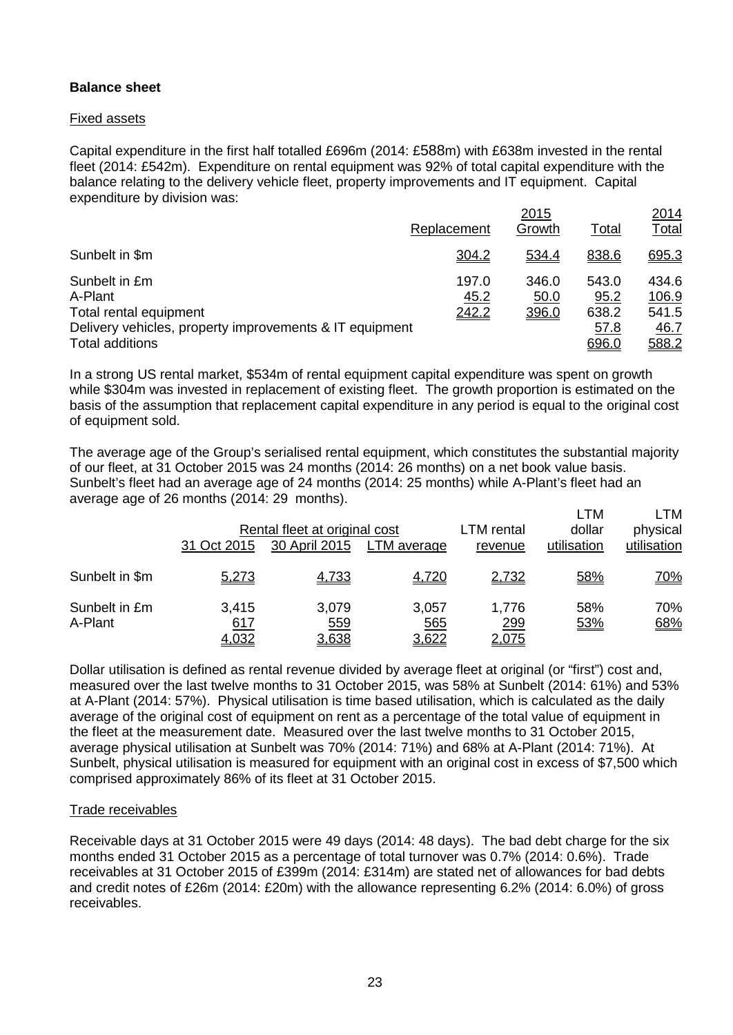**Balance sheet**

Fixed assets

Capital expenditure in the first half totalled £696m (2014: £588m) with £638m invested in the rental fleet (2014: £542m). Expenditure on rental equipment was 92% of total capital expenditure with the balance relating to the delivery vehicle fleet, property improvements and IT equipment. Capital expenditure by division was:

| | 2015 Replacement | 2015 Growth | 2015 Total | 2014 Total |
|---|---|---|---|---|
| Sunbelt in $m | 304.2 | 534.4 | 838.6 | 695.3 |
| Sunbelt in £m | 197.0 | 346.0 | 543.0 | 434.6 |
| A-Plant | 45.2 | 50.0 | 95.2 | 106.9 |
| Total rental equipment | 242.2 | 396.0 | 638.2 | 541.5 |
| Delivery vehicles, property improvements & IT equipment | | | 57.8 | 46.7 |
| Total additions | | | 696.0 | 588.2 |

In a strong US rental market, $534m of rental equipment capital expenditure was spent on growth while $304m was invested in replacement of existing fleet. The growth proportion is estimated on the basis of the assumption that replacement capital expenditure in any period is equal to the original cost of equipment sold.

The average age of the Group's serialised rental equipment, which constitutes the substantial majority of our fleet, at 31 October 2015 was 24 months (2014: 26 months) on a net book value basis. Sunbelt's fleet had an average age of 24 months (2014: 25 months) while A-Plant's fleet had an average age of 26 months (2014: 29 months).

| | Rental fleet at original cost | | | LTM rental | LTM dollar | LTM physical |
|---|---|---|---|---|---|---|
| | 31 Oct 2015 | 30 April 2015 | LTM average | revenue | utilisation | utilisation |
| Sunbelt in $m | 5,273 | 4,733 | 4,720 | 2,732 | 58% | 70% |
| Sunbelt in £m | 3,415 | 3,079 | 3,057 | 1,776 | 58% | 70% |
| A-Plant | 617 | 559 | 565 | 299 | 53% | 68% |
| | 4,032 | 3,638 | 3,622 | 2,075 | | |

Dollar utilisation is defined as rental revenue divided by average fleet at original (or "first") cost and, measured over the last twelve months to 31 October 2015, was 58% at Sunbelt (2014: 61%) and 53% at A-Plant (2014: 57%). Physical utilisation is time based utilisation, which is calculated as the daily average of the original cost of equipment on rent as a percentage of the total value of equipment in the fleet at the measurement date. Measured over the last twelve months to 31 October 2015, average physical utilisation at Sunbelt was 70% (2014: 71%) and 68% at A-Plant (2014: 71%). At Sunbelt, physical utilisation is measured for equipment with an original cost in excess of $7,500 which comprised approximately 86% of its fleet at 31 October 2015.

Trade receivables

Receivable days at 31 October 2015 were 49 days (2014: 48 days). The bad debt charge for the six months ended 31 October 2015 as a percentage of total turnover was 0.7% (2014: 0.6%). Trade receivables at 31 October 2015 of £399m (2014: £314m) are stated net of allowances for bad debts and credit notes of £26m (2014: £20m) with the allowance representing 6.2% (2014: 6.0%) of gross receivables.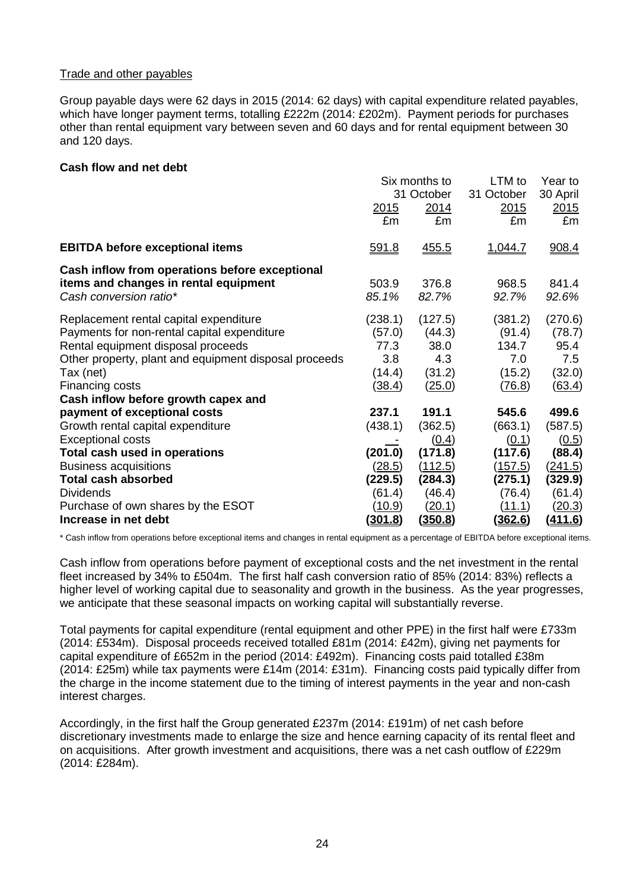Trade and other payables

Group payable days were 62 days in 2015 (2014: 62 days) with capital expenditure related payables, which have longer payment terms, totalling £222m (2014: £202m). Payment periods for purchases other than rental equipment vary between seven and 60 days and for rental equipment between 30 and 120 days.

**Cash flow and net debt**

| | Six months to 31 October 2015 | Six months to 31 October 2014 | LTM to 31 October 2015 | Year to 30 April 2015 |
|---|---|---|---|---|
| | £m | £m | £m | £m |
| **EBITDA before exceptional items** | 591.8 | 455.5 | 1,044.7 | 908.4 |
| **Cash inflow from operations before exceptional items and changes in rental equipment** | 503.9 | 376.8 | 968.5 | 841.4 |
| *Cash conversion ratio\** | *85.1%* | *82.7%* | *92.7%* | *92.6%* |
| Replacement rental capital expenditure | (238.1) | (127.5) | (381.2) | (270.6) |
| Payments for non-rental capital expenditure | (57.0) | (44.3) | (91.4) | (78.7) |
| Rental equipment disposal proceeds | 77.3 | 38.0 | 134.7 | 95.4 |
| Other property, plant and equipment disposal proceeds | 3.8 | 4.3 | 7.0 | 7.5 |
| Tax (net) | (14.4) | (31.2) | (15.2) | (32.0) |
| Financing costs | (38.4) | (25.0) | (76.8) | (63.4) |
| **Cash inflow before growth capex and payment of exceptional costs** | **237.1** | **191.1** | **545.6** | **499.6** |
| Growth rental capital expenditure | (438.1) | (362.5) | (663.1) | (587.5) |
| Exceptional costs | - | (0.4) | (0.1) | (0.5) |
| **Total cash used in operations** | **(201.0)** | **(171.8)** | **(117.6)** | **(88.4)** |
| Business acquisitions | (28.5) | (112.5) | (157.5) | (241.5) |
| **Total cash absorbed** | **(229.5)** | **(284.3)** | **(275.1)** | **(329.9)** |
| Dividends | (61.4) | (46.4) | (76.4) | (61.4) |
| Purchase of own shares by the ESOT | (10.9) | (20.1) | (11.1) | (20.3) |
| **Increase in net debt** | **(301.8)** | **(350.8)** | **(362.6)** | **(411.6)** |

\* Cash inflow from operations before exceptional items and changes in rental equipment as a percentage of EBITDA before exceptional items.

Cash inflow from operations before payment of exceptional costs and the net investment in the rental fleet increased by 34% to £504m. The first half cash conversion ratio of 85% (2014: 83%) reflects a higher level of working capital due to seasonality and growth in the business. As the year progresses, we anticipate that these seasonal impacts on working capital will substantially reverse.

Total payments for capital expenditure (rental equipment and other PPE) in the first half were £733m (2014: £534m). Disposal proceeds received totalled £81m (2014: £42m), giving net payments for capital expenditure of £652m in the period (2014: £492m). Financing costs paid totalled £38m (2014: £25m) while tax payments were £14m (2014: £31m). Financing costs paid typically differ from the charge in the income statement due to the timing of interest payments in the year and non-cash interest charges.

Accordingly, in the first half the Group generated £237m (2014: £191m) of net cash before discretionary investments made to enlarge the size and hence earning capacity of its rental fleet and on acquisitions. After growth investment and acquisitions, there was a net cash outflow of £229m (2014: £284m).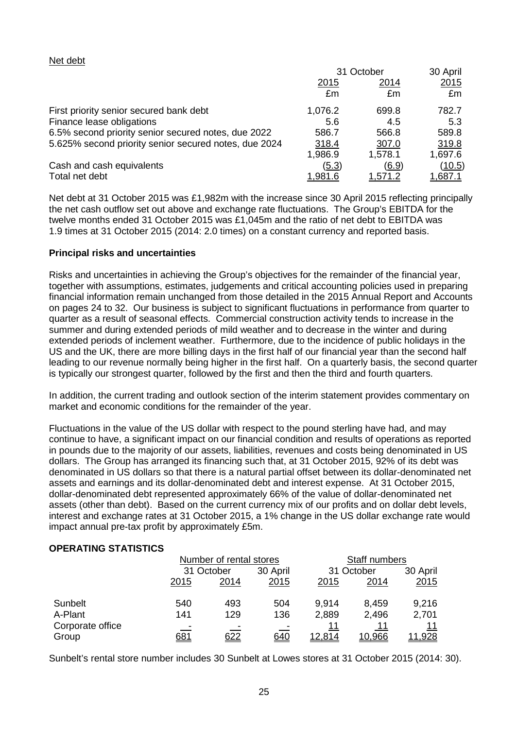Net debt

| | 31 October | | 30 April |
|---|---|---|---|
| | 2015 | 2014 | 2015 |
| | £m | £m | £m |
| First priority senior secured bank debt | 1,076.2 | 699.8 | 782.7 |
| Finance lease obligations | 5.6 | 4.5 | 5.3 |
| 6.5% second priority senior secured notes, due 2022 | 586.7 | 566.8 | 589.8 |
| 5.625% second priority senior secured notes, due 2024 | 318.4 | 307.0 | 319.8 |
| | 1,986.9 | 1,578.1 | 1,697.6 |
| Cash and cash equivalents | (5.3) | (6.9) | (10.5) |
| Total net debt | 1,981.6 | 1,571.2 | 1,687.1 |

Net debt at 31 October 2015 was £1,982m with the increase since 30 April 2015 reflecting principally the net cash outflow set out above and exchange rate fluctuations. The Group's EBITDA for the twelve months ended 31 October 2015 was £1,045m and the ratio of net debt to EBITDA was 1.9 times at 31 October 2015 (2014: 2.0 times) on a constant currency and reported basis.

**Principal risks and uncertainties**

Risks and uncertainties in achieving the Group's objectives for the remainder of the financial year, together with assumptions, estimates, judgements and critical accounting policies used in preparing financial information remain unchanged from those detailed in the 2015 Annual Report and Accounts on pages 24 to 32. Our business is subject to significant fluctuations in performance from quarter to quarter as a result of seasonal effects. Commercial construction activity tends to increase in the summer and during extended periods of mild weather and to decrease in the winter and during extended periods of inclement weather. Furthermore, due to the incidence of public holidays in the US and the UK, there are more billing days in the first half of our financial year than the second half leading to our revenue normally being higher in the first half. On a quarterly basis, the second quarter is typically our strongest quarter, followed by the first and then the third and fourth quarters.

In addition, the current trading and outlook section of the interim statement provides commentary on market and economic conditions for the remainder of the year.

Fluctuations in the value of the US dollar with respect to the pound sterling have had, and may continue to have, a significant impact on our financial condition and results of operations as reported in pounds due to the majority of our assets, liabilities, revenues and costs being denominated in US dollars. The Group has arranged its financing such that, at 31 October 2015, 92% of its debt was denominated in US dollars so that there is a natural partial offset between its dollar-denominated net assets and earnings and its dollar-denominated debt and interest expense. At 31 October 2015, dollar-denominated debt represented approximately 66% of the value of dollar-denominated net assets (other than debt). Based on the current currency mix of our profits and on dollar debt levels, interest and exchange rates at 31 October 2015, a 1% change in the US dollar exchange rate would impact annual pre-tax profit by approximately £5m.

**OPERATING STATISTICS**

| | Number of rental stores | | | Staff numbers | | |
|---|---|---|---|---|---|---|
| | 31 October | | 30 April | 31 October | | 30 April |
| | 2015 | 2014 | 2015 | 2015 | 2014 | 2015 |
| Sunbelt | 540 | 493 | 504 | 9,914 | 8,459 | 9,216 |
| A-Plant | 141 | 129 | 136 | 2,889 | 2,496 | 2,701 |
| Corporate office | - | - | - | 11 | 11 | 11 |
| Group | 681 | 622 | 640 | 12,814 | 10,966 | 11,928 |

Sunbelt's rental store number includes 30 Sunbelt at Lowes stores at 31 October 2015 (2014: 30).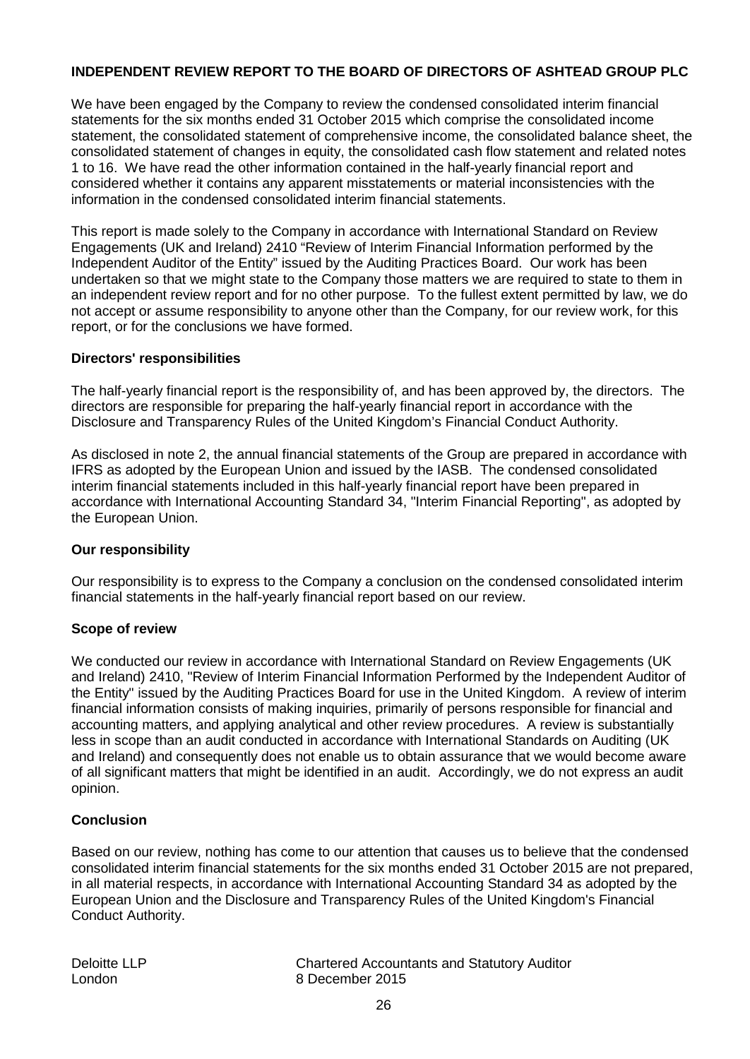## INDEPENDENT REVIEW REPORT TO THE BOARD OF DIRECTORS OF ASHTEAD GROUP PLC

We have been engaged by the Company to review the condensed consolidated interim financial statements for the six months ended 31 October 2015 which comprise the consolidated income statement, the consolidated statement of comprehensive income, the consolidated balance sheet, the consolidated statement of changes in equity, the consolidated cash flow statement and related notes 1 to 16. We have read the other information contained in the half-yearly financial report and considered whether it contains any apparent misstatements or material inconsistencies with the information in the condensed consolidated interim financial statements.

This report is made solely to the Company in accordance with International Standard on Review Engagements (UK and Ireland) 2410 "Review of Interim Financial Information performed by the Independent Auditor of the Entity" issued by the Auditing Practices Board. Our work has been undertaken so that we might state to the Company those matters we are required to state to them in an independent review report and for no other purpose. To the fullest extent permitted by law, we do not accept or assume responsibility to anyone other than the Company, for our review work, for this report, or for the conclusions we have formed.

### Directors' responsibilities

The half-yearly financial report is the responsibility of, and has been approved by, the directors. The directors are responsible for preparing the half-yearly financial report in accordance with the Disclosure and Transparency Rules of the United Kingdom's Financial Conduct Authority.

As disclosed in note 2, the annual financial statements of the Group are prepared in accordance with IFRS as adopted by the European Union and issued by the IASB. The condensed consolidated interim financial statements included in this half-yearly financial report have been prepared in accordance with International Accounting Standard 34, "Interim Financial Reporting", as adopted by the European Union.

### Our responsibility

Our responsibility is to express to the Company a conclusion on the condensed consolidated interim financial statements in the half-yearly financial report based on our review.

### Scope of review

We conducted our review in accordance with International Standard on Review Engagements (UK and Ireland) 2410, "Review of Interim Financial Information Performed by the Independent Auditor of the Entity" issued by the Auditing Practices Board for use in the United Kingdom. A review of interim financial information consists of making inquiries, primarily of persons responsible for financial and accounting matters, and applying analytical and other review procedures. A review is substantially less in scope than an audit conducted in accordance with International Standards on Auditing (UK and Ireland) and consequently does not enable us to obtain assurance that we would become aware of all significant matters that might be identified in an audit. Accordingly, we do not express an audit opinion.

### Conclusion

Based on our review, nothing has come to our attention that causes us to believe that the condensed consolidated interim financial statements for the six months ended 31 October 2015 are not prepared, in all material respects, in accordance with International Accounting Standard 34 as adopted by the European Union and the Disclosure and Transparency Rules of the United Kingdom's Financial Conduct Authority.

Deloitte LLP
London

Chartered Accountants and Statutory Auditor
8 December 2015